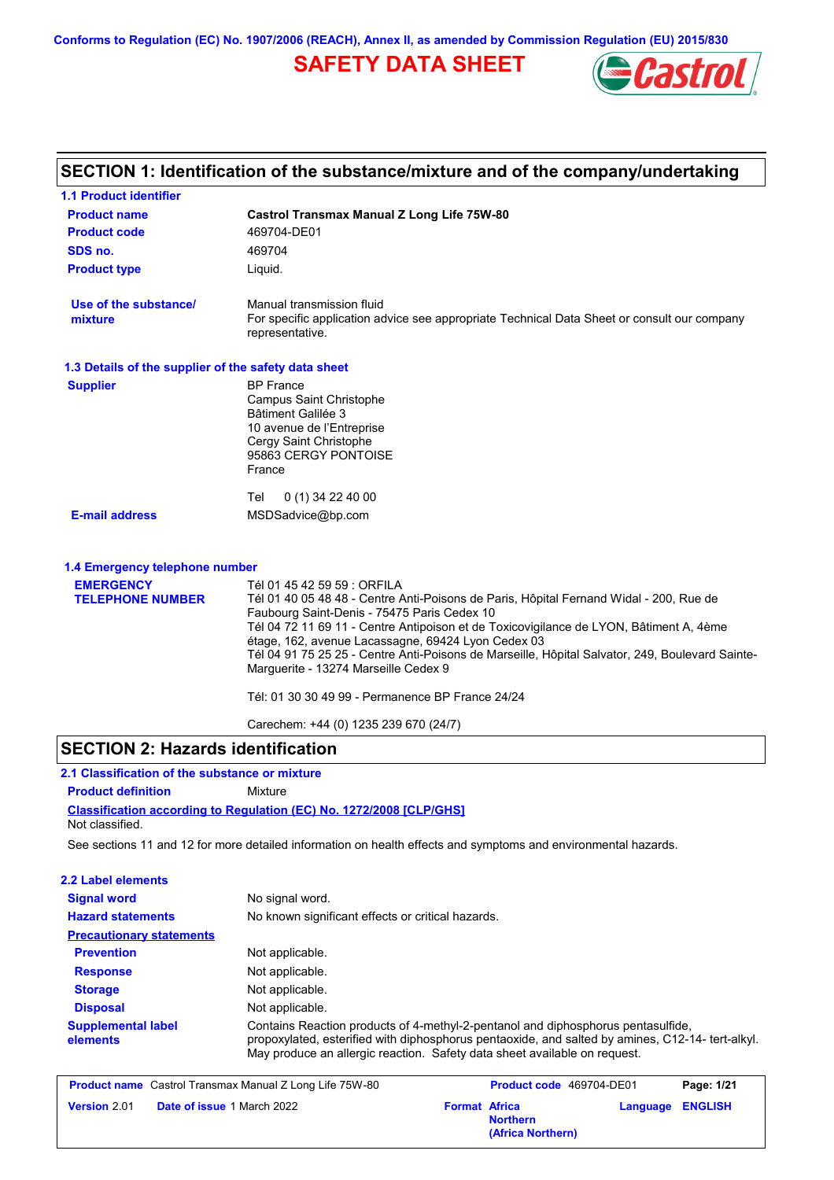Conforms to Regulation (EC) No. 1907/2006 (REACH), Annex II, as amended by Commission Regulation (EU) 2015/830

# SAFETY DATA SHEET

## SECTION 1: Identification of the substance/mixture and of the company/undertaking

### 1.1 Product identifier

**Product name** Castrol Transmax Manual Z Long Life 75W-80

**Product code** 469704-DE01

**SDS no.** 469704

**Product type** Liquid.

**Use of the substance/mixture** Manual transmission fluid
For specific application advice see appropriate Technical Data Sheet or consult our company representative.

### 1.3 Details of the supplier of the safety data sheet

**Supplier**
BP France
Campus Saint Christophe
Bâtiment Galilée 3
10 avenue de l'Entreprise
Cergy Saint Christophe
95863 CERGY PONTOISE
France

Tel 0 (1) 34 22 40 00

**E-mail address** MSDSadvice@bp.com

### 1.4 Emergency telephone number

**EMERGENCY TELEPHONE NUMBER**
Tél 01 45 42 59 59 : ORFILA
Tél 01 40 05 48 48 - Centre Anti-Poisons de Paris, Hôpital Fernand Widal - 200, Rue de Faubourg Saint-Denis - 75475 Paris Cedex 10
Tél 04 72 11 69 11 - Centre Antipoison et de Toxicovigilance de LYON, Bâtiment A, 4ème étage, 162, avenue Lacassagne, 69424 Lyon Cedex 03
Tél 04 91 75 25 25 - Centre Anti-Poisons de Marseille, Hôpital Salvator, 249, Boulevard Sainte-Marguerite - 13274 Marseille Cedex 9

Tél: 01 30 30 49 99 - Permanence BP France 24/24

Carechem: +44 (0) 1235 239 670 (24/7)

## SECTION 2: Hazards identification

### 2.1 Classification of the substance or mixture

**Product definition** Mixture

**Classification according to Regulation (EC) No. 1272/2008 [CLP/GHS]**
Not classified.

See sections 11 and 12 for more detailed information on health effects and symptoms and environmental hazards.

### 2.2 Label elements

**Signal word** No signal word.

**Hazard statements** No known significant effects or critical hazards.

**Precautionary statements**

**Prevention** Not applicable.

**Response** Not applicable.

**Storage** Not applicable.

**Disposal** Not applicable.

**Supplemental label elements** Contains Reaction products of 4-methyl-2-pentanol and diphosphorus pentasulfide, propoxylated, esterified with diphosphorus pentaoxide, and salted by amines, C12-14- tert-alkyl. May produce an allergic reaction. Safety data sheet available on request.

| Product name Castrol Transmax Manual Z Long Life 75W-80 | Product code 469704-DE01 | Page: 1/21 |
|---|---|---|
| Version 2.01 Date of issue 1 March 2022 | Format Africa Northern (Africa Northern) | Language ENGLISH |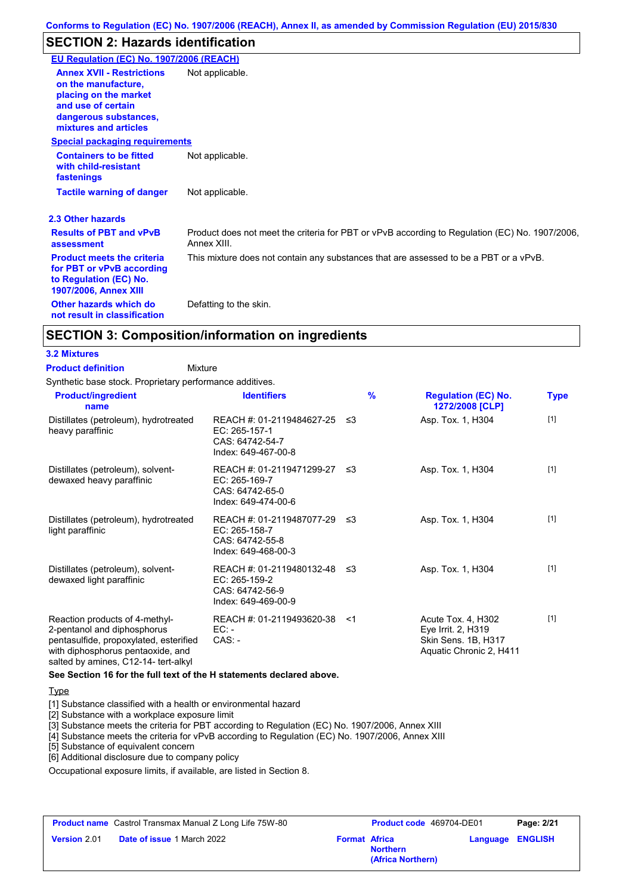Conforms to Regulation (EC) No. 1907/2006 (REACH), Annex II, as amended by Commission Regulation (EU) 2015/830

## SECTION 2: Hazards identification

**EU Regulation (EC) No. 1907/2006 (REACH)**

| | |
|---|---|
| **Annex XVII - Restrictions on the manufacture, placing on the market and use of certain dangerous substances, mixtures and articles** | Not applicable. |

**Special packaging requirements**

| | |
|---|---|
| **Containers to be fitted with child-resistant fastenings** | Not applicable. |
| **Tactile warning of danger** | Not applicable. |

### 2.3 Other hazards

| | |
|---|---|
| **Results of PBT and vPvB assessment** | Product does not meet the criteria for PBT or vPvB according to Regulation (EC) No. 1907/2006, Annex XIII. |
| **Product meets the criteria for PBT or vPvB according to Regulation (EC) No. 1907/2006, Annex XIII** | This mixture does not contain any substances that are assessed to be a PBT or a vPvB. |
| **Other hazards which do not result in classification** | Defatting to the skin. |

## SECTION 3: Composition/information on ingredients

### 3.2 Mixtures

**Product definition** Mixture

Synthetic base stock. Proprietary performance additives.

| Product/ingredient name | Identifiers | % | Regulation (EC) No. 1272/2008 [CLP] | Type |
|---|---|---|---|---|
| Distillates (petroleum), hydrotreated heavy paraffinic | REACH #: 01-2119484627-25<br>EC: 265-157-1<br>CAS: 64742-54-7<br>Index: 649-467-00-8 | ≤3 | Asp. Tox. 1, H304 | [1] |
| Distillates (petroleum), solvent-dewaxed heavy paraffinic | REACH #: 01-2119471299-27<br>EC: 265-169-7<br>CAS: 64742-65-0<br>Index: 649-474-00-6 | ≤3 | Asp. Tox. 1, H304 | [1] |
| Distillates (petroleum), hydrotreated light paraffinic | REACH #: 01-2119487077-29<br>EC: 265-158-7<br>CAS: 64742-55-8<br>Index: 649-468-00-3 | ≤3 | Asp. Tox. 1, H304 | [1] |
| Distillates (petroleum), solvent-dewaxed light paraffinic | REACH #: 01-2119480132-48<br>EC: 265-159-2<br>CAS: 64742-56-9<br>Index: 649-469-00-9 | ≤3 | Asp. Tox. 1, H304 | [1] |
| Reaction products of 4-methyl-2-pentanol and diphosphorus pentasulfide, propoxylated, esterified with diphosphorus pentaoxide, and salted by amines, C12-14- tert-alkyl | REACH #: 01-2119493620-38<br>EC: -<br>CAS: - | <1 | Acute Tox. 4, H302<br>Eye Irrit. 2, H319<br>Skin Sens. 1B, H317<br>Aquatic Chronic 2, H411 | [1] |

**See Section 16 for the full text of the H statements declared above.**

Type

[1] Substance classified with a health or environmental hazard
[2] Substance with a workplace exposure limit
[3] Substance meets the criteria for PBT according to Regulation (EC) No. 1907/2006, Annex XIII
[4] Substance meets the criteria for vPvB according to Regulation (EC) No. 1907/2006, Annex XIII
[5] Substance of equivalent concern
[6] Additional disclosure due to company policy

Occupational exposure limits, if available, are listed in Section 8.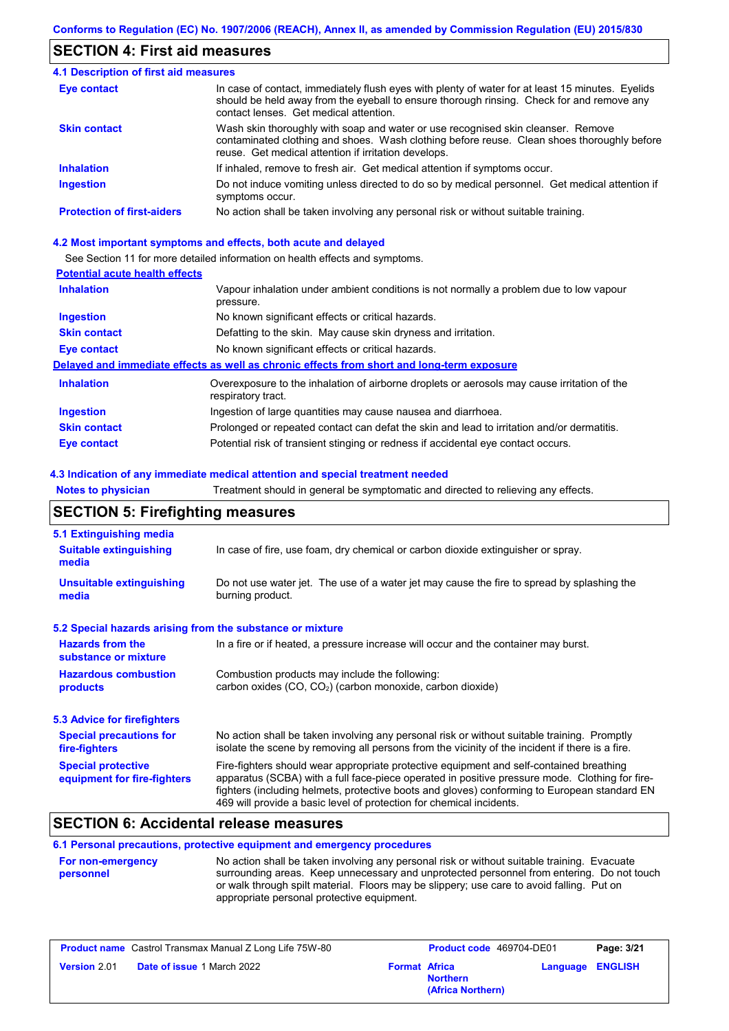## SECTION 4: First aid measures

### 4.1 Description of first aid measures

| | |
|---|---|
| **Eye contact** | In case of contact, immediately flush eyes with plenty of water for at least 15 minutes. Eyelids should be held away from the eyeball to ensure thorough rinsing. Check for and remove any contact lenses. Get medical attention. |
| **Skin contact** | Wash skin thoroughly with soap and water or use recognised skin cleanser. Remove contaminated clothing and shoes. Wash clothing before reuse. Clean shoes thoroughly before reuse. Get medical attention if irritation develops. |
| **Inhalation** | If inhaled, remove to fresh air. Get medical attention if symptoms occur. |
| **Ingestion** | Do not induce vomiting unless directed to do so by medical personnel. Get medical attention if symptoms occur. |
| **Protection of first-aiders** | No action shall be taken involving any personal risk or without suitable training. |

### 4.2 Most important symptoms and effects, both acute and delayed

See Section 11 for more detailed information on health effects and symptoms.

**Potential acute health effects**

| | |
|---|---|
| **Inhalation** | Vapour inhalation under ambient conditions is not normally a problem due to low vapour pressure. |
| **Ingestion** | No known significant effects or critical hazards. |
| **Skin contact** | Defatting to the skin. May cause skin dryness and irritation. |
| **Eye contact** | No known significant effects or critical hazards. |

**Delayed and immediate effects as well as chronic effects from short and long-term exposure**

| | |
|---|---|
| **Inhalation** | Overexposure to the inhalation of airborne droplets or aerosols may cause irritation of the respiratory tract. |
| **Ingestion** | Ingestion of large quantities may cause nausea and diarrhoea. |
| **Skin contact** | Prolonged or repeated contact can defat the skin and lead to irritation and/or dermatitis. |
| **Eye contact** | Potential risk of transient stinging or redness if accidental eye contact occurs. |

### 4.3 Indication of any immediate medical attention and special treatment needed

| | |
|---|---|
| **Notes to physician** | Treatment should in general be symptomatic and directed to relieving any effects. |

## SECTION 5: Firefighting measures

### 5.1 Extinguishing media

| | |
|---|---|
| **Suitable extinguishing media** | In case of fire, use foam, dry chemical or carbon dioxide extinguisher or spray. |
| **Unsuitable extinguishing media** | Do not use water jet. The use of a water jet may cause the fire to spread by splashing the burning product. |

### 5.2 Special hazards arising from the substance or mixture

| | |
|---|---|
| **Hazards from the substance or mixture** | In a fire or if heated, a pressure increase will occur and the container may burst. |
| **Hazardous combustion products** | Combustion products may include the following: carbon oxides (CO, $CO_2$) (carbon monoxide, carbon dioxide) |

### 5.3 Advice for firefighters

| | |
|---|---|
| **Special precautions for fire-fighters** | No action shall be taken involving any personal risk or without suitable training. Promptly isolate the scene by removing all persons from the vicinity of the incident if there is a fire. |
| **Special protective equipment for fire-fighters** | Fire-fighters should wear appropriate protective equipment and self-contained breathing apparatus (SCBA) with a full face-piece operated in positive pressure mode. Clothing for fire-fighters (including helmets, protective boots and gloves) conforming to European standard EN 469 will provide a basic level of protection for chemical incidents. |

## SECTION 6: Accidental release measures

### 6.1 Personal precautions, protective equipment and emergency procedures

| | |
|---|---|
| **For non-emergency personnel** | No action shall be taken involving any personal risk or without suitable training. Evacuate surrounding areas. Keep unnecessary and unprotected personnel from entering. Do not touch or walk through spilt material. Floors may be slippery; use care to avoid falling. Put on appropriate personal protective equipment. |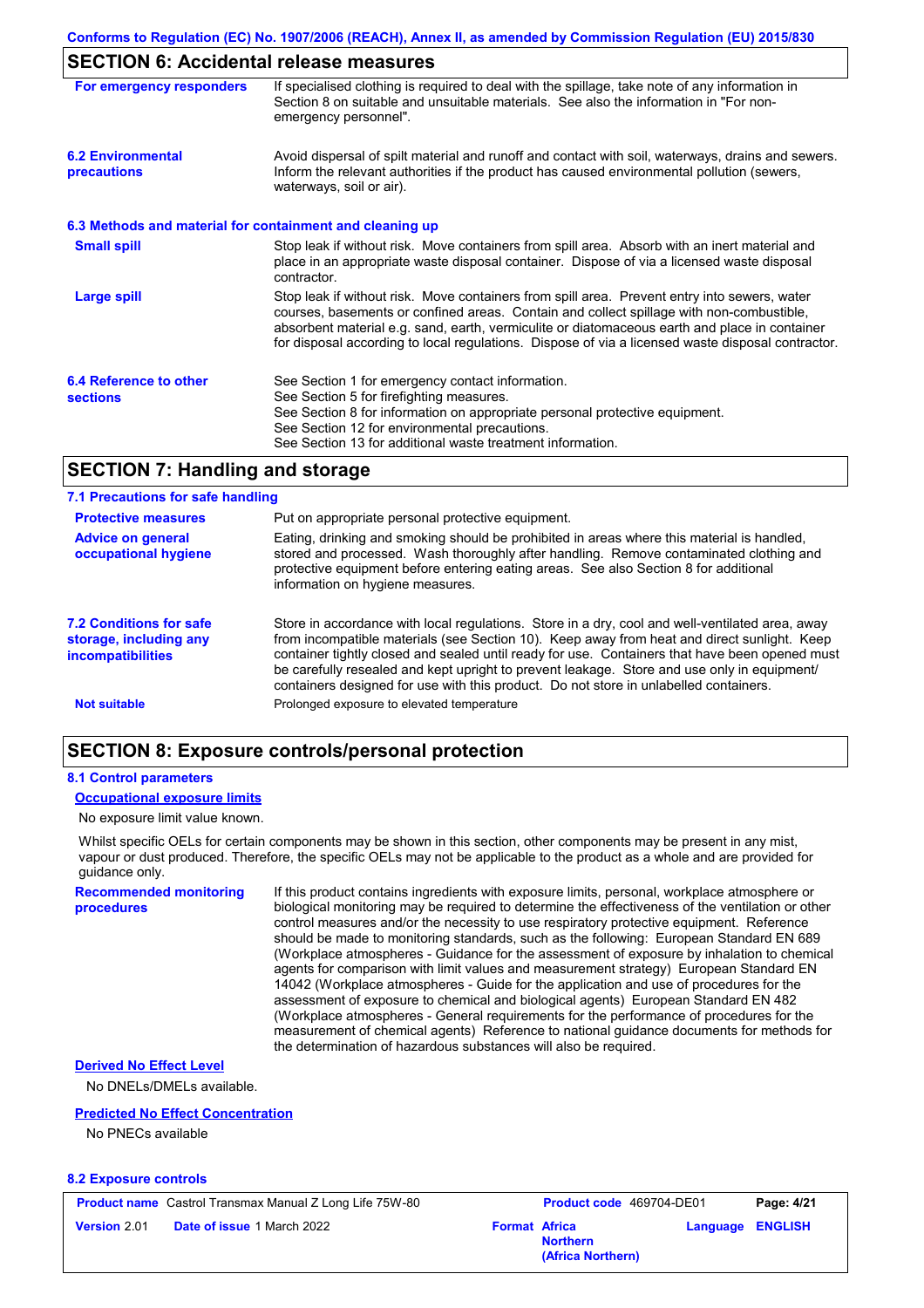## SECTION 6: Accidental release measures

| | |
|---|---|
| **For emergency responders** | If specialised clothing is required to deal with the spillage, take note of any information in Section 8 on suitable and unsuitable materials. See also the information in "For non-emergency personnel". |
| **6.2 Environmental precautions** | Avoid dispersal of spilt material and runoff and contact with soil, waterways, drains and sewers. Inform the relevant authorities if the product has caused environmental pollution (sewers, waterways, soil or air). |

### 6.3 Methods and material for containment and cleaning up

| | |
|---|---|
| **Small spill** | Stop leak if without risk. Move containers from spill area. Absorb with an inert material and place in an appropriate waste disposal container. Dispose of via a licensed waste disposal contractor. |
| **Large spill** | Stop leak if without risk. Move containers from spill area. Prevent entry into sewers, water courses, basements or confined areas. Contain and collect spillage with non-combustible, absorbent material e.g. sand, earth, vermiculite or diatomaceous earth and place in container for disposal according to local regulations. Dispose of via a licensed waste disposal contractor. |
| **6.4 Reference to other sections** | See Section 1 for emergency contact information.<br>See Section 5 for firefighting measures.<br>See Section 8 for information on appropriate personal protective equipment.<br>See Section 12 for environmental precautions.<br>See Section 13 for additional waste treatment information. |

## SECTION 7: Handling and storage

### 7.1 Precautions for safe handling

| | |
|---|---|
| **Protective measures** | Put on appropriate personal protective equipment. |
| **Advice on general occupational hygiene** | Eating, drinking and smoking should be prohibited in areas where this material is handled, stored and processed. Wash thoroughly after handling. Remove contaminated clothing and protective equipment before entering eating areas. See also Section 8 for additional information on hygiene measures. |
| **7.2 Conditions for safe storage, including any incompatibilities** | Store in accordance with local regulations. Store in a dry, cool and well-ventilated area, away from incompatible materials (see Section 10). Keep away from heat and direct sunlight. Keep container tightly closed and sealed until ready for use. Containers that have been opened must be carefully resealed and kept upright to prevent leakage. Store and use only in equipment/ containers designed for use with this product. Do not store in unlabelled containers. |
| **Not suitable** | Prolonged exposure to elevated temperature |

## SECTION 8: Exposure controls/personal protection

### 8.1 Control parameters

**Occupational exposure limits**

No exposure limit value known.

Whilst specific OELs for certain components may be shown in this section, other components may be present in any mist, vapour or dust produced. Therefore, the specific OELs may not be applicable to the product as a whole and are provided for guidance only.

| | |
|---|---|
| **Recommended monitoring procedures** | If this product contains ingredients with exposure limits, personal, workplace atmosphere or biological monitoring may be required to determine the effectiveness of the ventilation or other control measures and/or the necessity to use respiratory protective equipment. Reference should be made to monitoring standards, such as the following: European Standard EN 689 (Workplace atmospheres - Guidance for the assessment of exposure by inhalation to chemical agents for comparison with limit values and measurement strategy) European Standard EN 14042 (Workplace atmospheres - Guide for the application and use of procedures for the assessment of exposure to chemical and biological agents) European Standard EN 482 (Workplace atmospheres - General requirements for the performance of procedures for the measurement of chemical agents) Reference to national guidance documents for methods for the determination of hazardous substances will also be required. |

**Derived No Effect Level**

No DNELs/DMELs available.

**Predicted No Effect Concentration**

No PNECs available

### 8.2 Exposure controls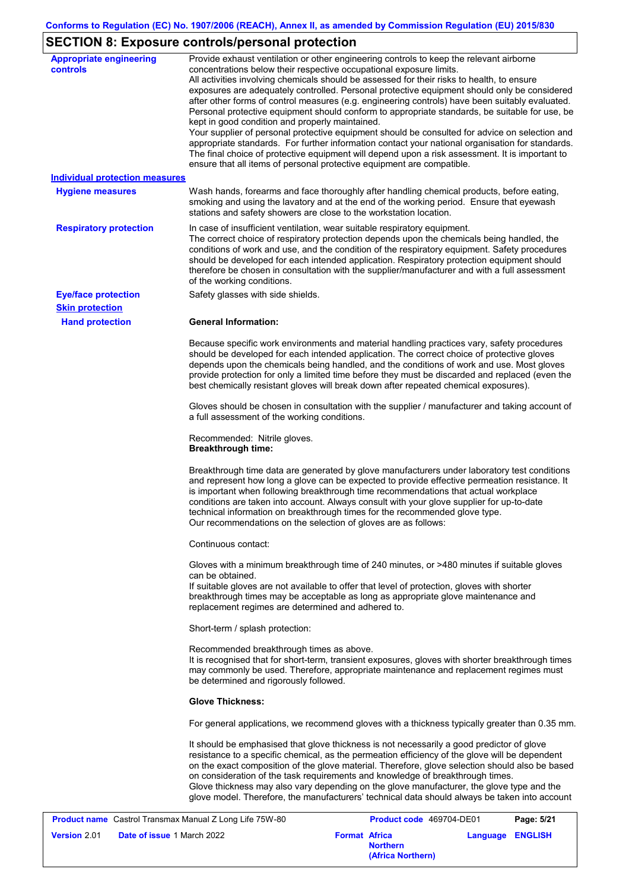## SECTION 8: Exposure controls/personal protection

| | |
|---|---|
| **Appropriate engineering controls** | Provide exhaust ventilation or other engineering controls to keep the relevant airborne concentrations below their respective occupational exposure limits. All activities involving chemicals should be assessed for their risks to health, to ensure exposures are adequately controlled. Personal protective equipment should only be considered after other forms of control measures (e.g. engineering controls) have been suitably evaluated. Personal protective equipment should conform to appropriate standards, be suitable for use, be kept in good condition and properly maintained. Your supplier of personal protective equipment should be consulted for advice on selection and appropriate standards. For further information contact your national organisation for standards. The final choice of protective equipment will depend upon a risk assessment. It is important to ensure that all items of personal protective equipment are compatible. |

**Individual protection measures**

| | |
|---|---|
| **Hygiene measures** | Wash hands, forearms and face thoroughly after handling chemical products, before eating, smoking and using the lavatory and at the end of the working period. Ensure that eyewash stations and safety showers are close to the workstation location. |
| **Respiratory protection** | In case of insufficient ventilation, wear suitable respiratory equipment. The correct choice of respiratory protection depends upon the chemicals being handled, the conditions of work and use, and the condition of the respiratory equipment. Safety procedures should be developed for each intended application. Respiratory protection equipment should therefore be chosen in consultation with the supplier/manufacturer and with a full assessment of the working conditions. |
| **Eye/face protection** | Safety glasses with side shields. |

**Skin protection**

**Hand protection**

**General Information:**

Because specific work environments and material handling practices vary, safety procedures should be developed for each intended application. The correct choice of protective gloves depends upon the chemicals being handled, and the conditions of work and use. Most gloves provide protection for only a limited time before they must be discarded and replaced (even the best chemically resistant gloves will break down after repeated chemical exposures).

Gloves should be chosen in consultation with the supplier / manufacturer and taking account of a full assessment of the working conditions.

Recommended: Nitrile gloves.

**Breakthrough time:**

Breakthrough time data are generated by glove manufacturers under laboratory test conditions and represent how long a glove can be expected to provide effective permeation resistance. It is important when following breakthrough time recommendations that actual workplace conditions are taken into account. Always consult with your glove supplier for up-to-date technical information on breakthrough times for the recommended glove type.
Our recommendations on the selection of gloves are as follows:

Continuous contact:

Gloves with a minimum breakthrough time of 240 minutes, or >480 minutes if suitable gloves can be obtained.
If suitable gloves are not available to offer that level of protection, gloves with shorter breakthrough times may be acceptable as long as appropriate glove maintenance and replacement regimes are determined and adhered to.

Short-term / splash protection:

Recommended breakthrough times as above.
It is recognised that for short-term, transient exposures, gloves with shorter breakthrough times may commonly be used. Therefore, appropriate maintenance and replacement regimes must be determined and rigorously followed.

**Glove Thickness:**

For general applications, we recommend gloves with a thickness typically greater than 0.35 mm.

It should be emphasised that glove thickness is not necessarily a good predictor of glove resistance to a specific chemical, as the permeation efficiency of the glove will be dependent on the exact composition of the glove material. Therefore, glove selection should also be based on consideration of the task requirements and knowledge of breakthrough times.
Glove thickness may also vary depending on the glove manufacturer, the glove type and the glove model. Therefore, the manufacturers' technical data should always be taken into account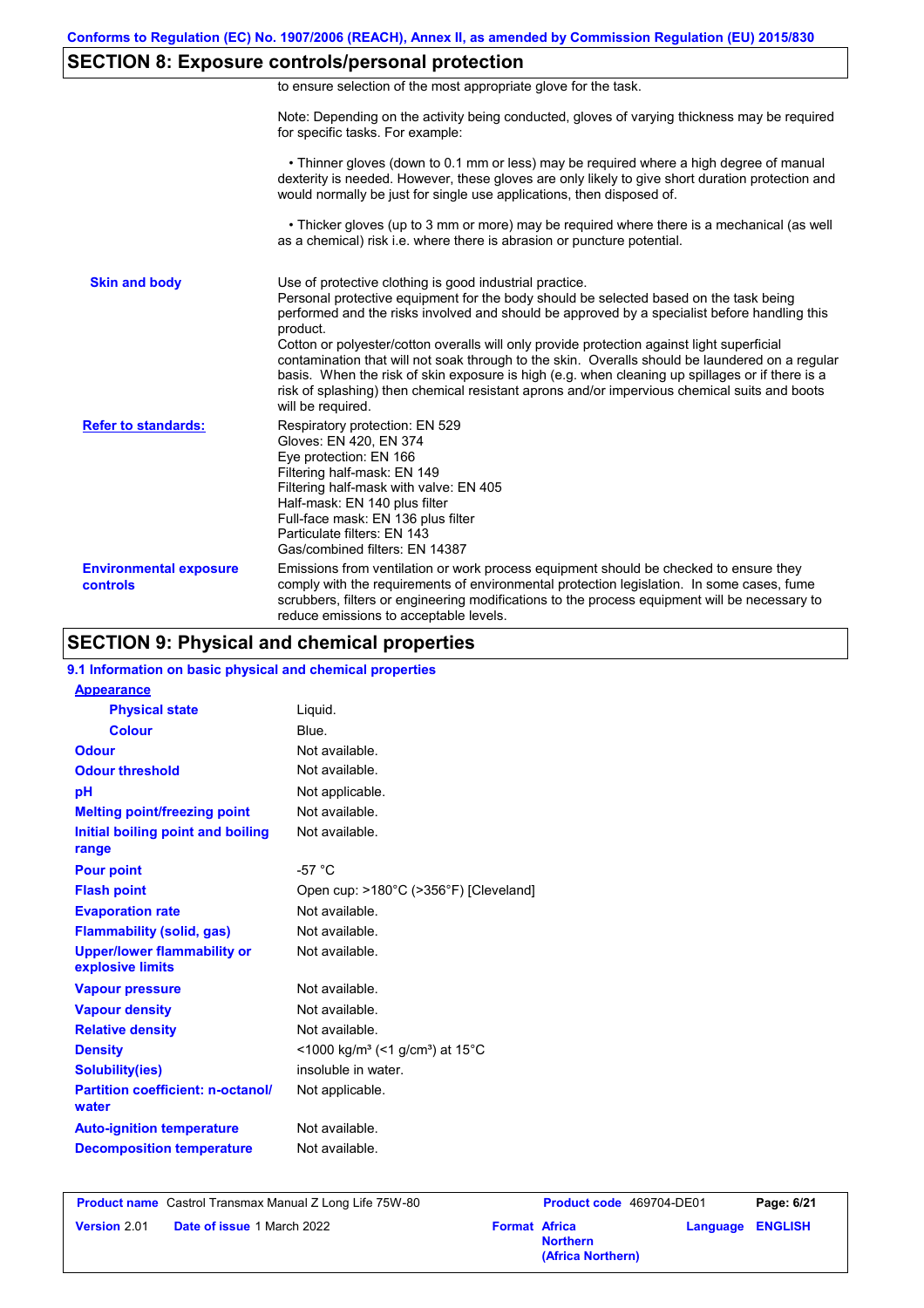## SECTION 8: Exposure controls/personal protection

to ensure selection of the most appropriate glove for the task.

Note: Depending on the activity being conducted, gloves of varying thickness may be required for specific tasks. For example:

• Thinner gloves (down to 0.1 mm or less) may be required where a high degree of manual dexterity is needed. However, these gloves are only likely to give short duration protection and would normally be just for single use applications, then disposed of.

• Thicker gloves (up to 3 mm or more) may be required where there is a mechanical (as well as a chemical) risk i.e. where there is abrasion or puncture potential.

**Skin and body**

Use of protective clothing is good industrial practice.
Personal protective equipment for the body should be selected based on the task being performed and the risks involved and should be approved by a specialist before handling this product.
Cotton or polyester/cotton overalls will only provide protection against light superficial contamination that will not soak through to the skin. Overalls should be laundered on a regular basis. When the risk of skin exposure is high (e.g. when cleaning up spillages or if there is a risk of splashing) then chemical resistant aprons and/or impervious chemical suits and boots will be required.

**Refer to standards:**

Respiratory protection: EN 529
Gloves: EN 420, EN 374
Eye protection: EN 166
Filtering half-mask: EN 149
Filtering half-mask with valve: EN 405
Half-mask: EN 140 plus filter
Full-face mask: EN 136 plus filter
Particulate filters: EN 143
Gas/combined filters: EN 14387

**Environmental exposure controls**

Emissions from ventilation or work process equipment should be checked to ensure they comply with the requirements of environmental protection legislation. In some cases, fume scrubbers, filters or engineering modifications to the process equipment will be necessary to reduce emissions to acceptable levels.

## SECTION 9: Physical and chemical properties

### 9.1 Information on basic physical and chemical properties

| Property | Value |
|---|---|
| **Appearance** | |
| **Physical state** | Liquid. |
| **Colour** | Blue. |
| **Odour** | Not available. |
| **Odour threshold** | Not available. |
| **pH** | Not applicable. |
| **Melting point/freezing point** | Not available. |
| **Initial boiling point and boiling range** | Not available. |
| **Pour point** | -57 °C |
| **Flash point** | Open cup: >180°C (>356°F) [Cleveland] |
| **Evaporation rate** | Not available. |
| **Flammability (solid, gas)** | Not available. |
| **Upper/lower flammability or explosive limits** | Not available. |
| **Vapour pressure** | Not available. |
| **Vapour density** | Not available. |
| **Relative density** | Not available. |
| **Density** | <1000 kg/m³ (<1 g/cm³) at 15°C |
| **Solubility(ies)** | insoluble in water. |
| **Partition coefficient: n-octanol/water** | Not applicable. |
| **Auto-ignition temperature** | Not available. |
| **Decomposition temperature** | Not available. |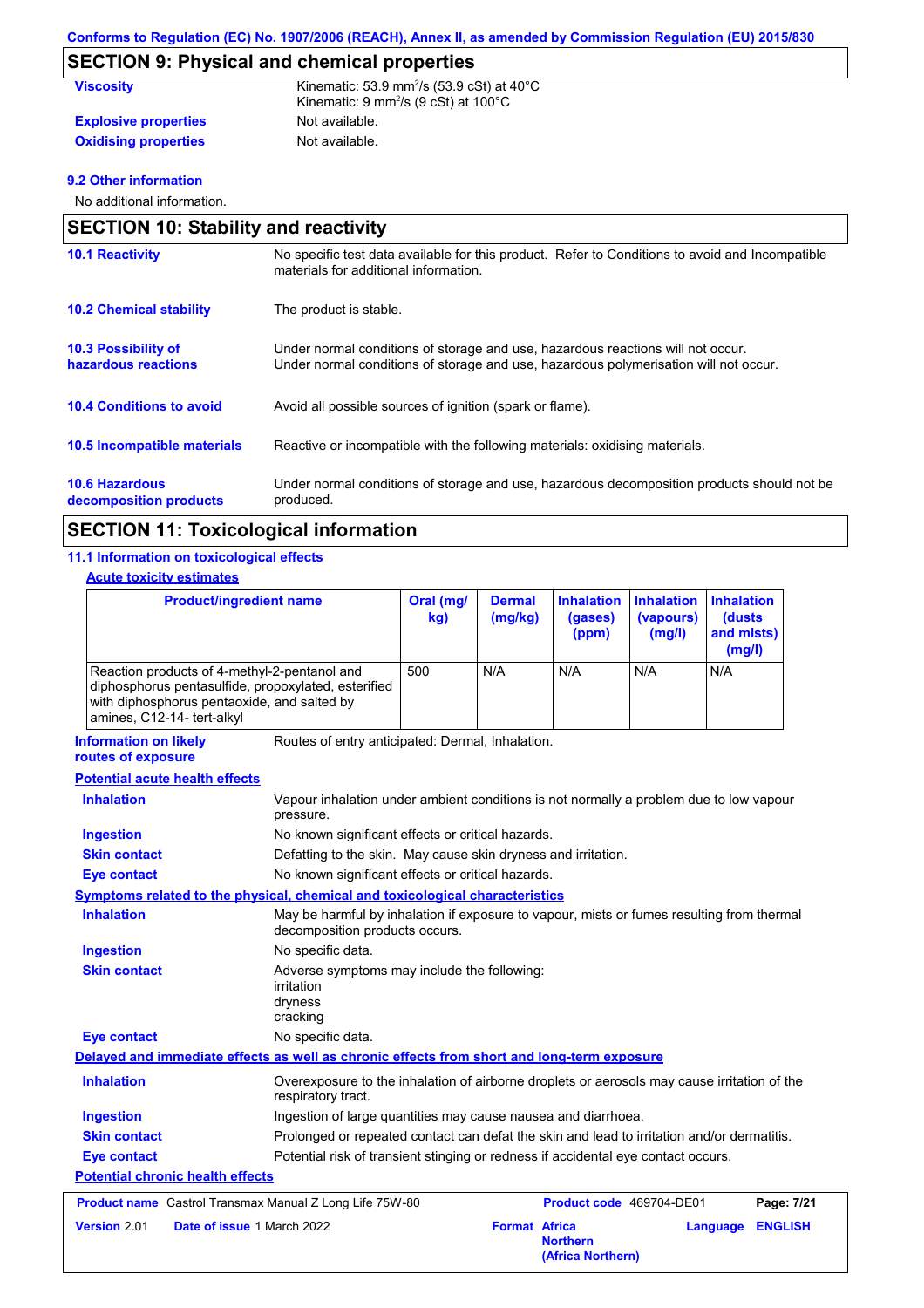## SECTION 9: Physical and chemical properties

**Viscosity** — Kinematic: 53.9 mm$^2$/s (53.9 cSt) at 40°C
Kinematic: 9 mm$^2$/s (9 cSt) at 100°C

**Explosive properties** — Not available.

**Oxidising properties** — Not available.

### 9.2 Other information

No additional information.

## SECTION 10: Stability and reactivity

**10.1 Reactivity** — No specific test data available for this product. Refer to Conditions to avoid and Incompatible materials for additional information.

**10.2 Chemical stability** — The product is stable.

**10.3 Possibility of hazardous reactions** — Under normal conditions of storage and use, hazardous reactions will not occur.
Under normal conditions of storage and use, hazardous polymerisation will not occur.

**10.4 Conditions to avoid** — Avoid all possible sources of ignition (spark or flame).

**10.5 Incompatible materials** — Reactive or incompatible with the following materials: oxidising materials.

**10.6 Hazardous decomposition products** — Under normal conditions of storage and use, hazardous decomposition products should not be produced.

## SECTION 11: Toxicological information

### 11.1 Information on toxicological effects

**Acute toxicity estimates**

| Product/ingredient name | Oral (mg/kg) | Dermal (mg/kg) | Inhalation (gases) (ppm) | Inhalation (vapours) (mg/l) | Inhalation (dusts and mists) (mg/l) |
|---|---|---|---|---|---|
| Reaction products of 4-methyl-2-pentanol and diphosphorus pentasulfide, propoxylated, esterified with diphosphorus pentaoxide, and salted by amines, C12-14- tert-alkyl | 500 | N/A | N/A | N/A | N/A |

**Information on likely routes of exposure** — Routes of entry anticipated: Dermal, Inhalation.

**Potential acute health effects**

**Inhalation** — Vapour inhalation under ambient conditions is not normally a problem due to low vapour pressure.

**Ingestion** — No known significant effects or critical hazards.

**Skin contact** — Defatting to the skin. May cause skin dryness and irritation.

**Eye contact** — No known significant effects or critical hazards.

**Symptoms related to the physical, chemical and toxicological characteristics**

**Inhalation** — May be harmful by inhalation if exposure to vapour, mists or fumes resulting from thermal decomposition products occurs.

**Ingestion** — No specific data.

**Skin contact** — Adverse symptoms may include the following:
irritation
dryness
cracking

**Eye contact** — No specific data.

**Delayed and immediate effects as well as chronic effects from short and long-term exposure**

**Inhalation** — Overexposure to the inhalation of airborne droplets or aerosols may cause irritation of the respiratory tract.

**Ingestion** — Ingestion of large quantities may cause nausea and diarrhoea.

**Skin contact** — Prolonged or repeated contact can defat the skin and lead to irritation and/or dermatitis.

**Eye contact** — Potential risk of transient stinging or redness if accidental eye contact occurs.

**Potential chronic health effects**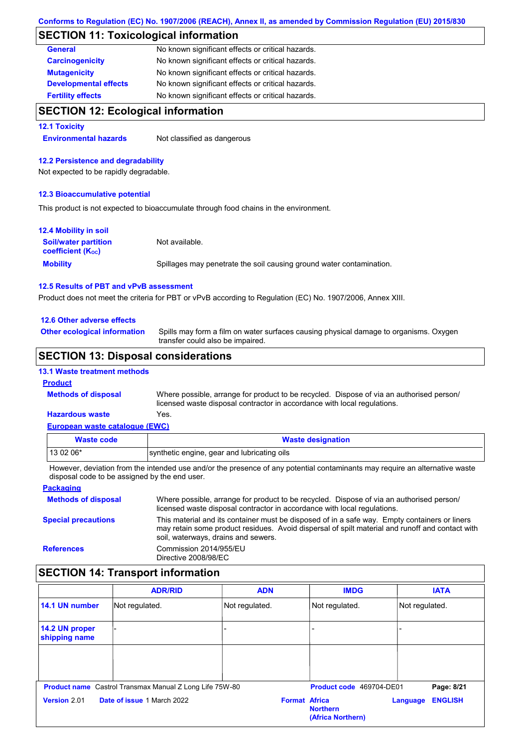## SECTION 11: Toxicological information

| | |
|---|---|
| **General** | No known significant effects or critical hazards. |
| **Carcinogenicity** | No known significant effects or critical hazards. |
| **Mutagenicity** | No known significant effects or critical hazards. |
| **Developmental effects** | No known significant effects or critical hazards. |
| **Fertility effects** | No known significant effects or critical hazards. |

## SECTION 12: Ecological information

### 12.1 Toxicity

**Environmental hazards** Not classified as dangerous

### 12.2 Persistence and degradability

Not expected to be rapidly degradable.

### 12.3 Bioaccumulative potential

This product is not expected to bioaccumulate through food chains in the environment.

### 12.4 Mobility in soil

**Soil/water partition coefficient ($K_{OC}$)** Not available.

**Mobility** Spillages may penetrate the soil causing ground water contamination.

### 12.5 Results of PBT and vPvB assessment

Product does not meet the criteria for PBT or vPvB according to Regulation (EC) No. 1907/2006, Annex XIII.

### 12.6 Other adverse effects

**Other ecological information** Spills may form a film on water surfaces causing physical damage to organisms. Oxygen transfer could also be impaired.

## SECTION 13: Disposal considerations

### 13.1 Waste treatment methods

**Product**

**Methods of disposal** Where possible, arrange for product to be recycled. Dispose of via an authorised person/ licensed waste disposal contractor in accordance with local regulations.

**Hazardous waste** Yes.

**European waste catalogue (EWC)**

| Waste code | Waste designation |
|---|---|
| 13 02 06* | synthetic engine, gear and lubricating oils |

However, deviation from the intended use and/or the presence of any potential contaminants may require an alternative waste disposal code to be assigned by the end user.

**Packaging**

**Methods of disposal** Where possible, arrange for product to be recycled. Dispose of via an authorised person/ licensed waste disposal contractor in accordance with local regulations.

**Special precautions** This material and its container must be disposed of in a safe way. Empty containers or liners may retain some product residues. Avoid dispersal of spilt material and runoff and contact with soil, waterways, drains and sewers.

**References** Commission 2014/955/EU
Directive 2008/98/EC

## SECTION 14: Transport information

| | ADR/RID | ADN | IMDG | IATA |
|---|---|---|---|---|
| **14.1 UN number** | Not regulated. | Not regulated. | Not regulated. | Not regulated. |
| **14.2 UN proper shipping name** | - | - | - | - |
| | | | | |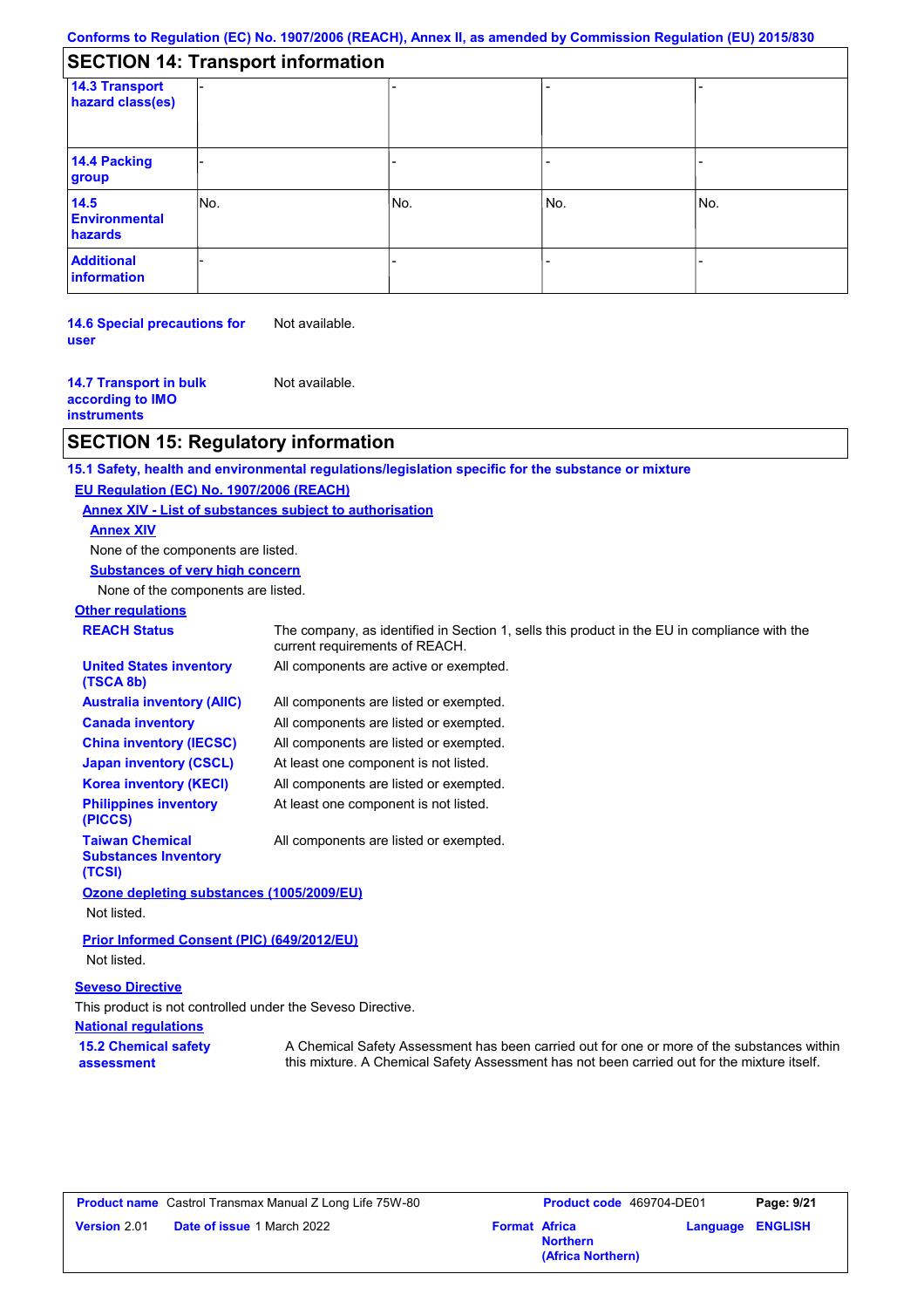## SECTION 14: Transport information

| | | | | |
|---|---|---|---|---|
| **14.3 Transport hazard class(es)** | - | - | - | - |
| **14.4 Packing group** | - | - | - | - |
| **14.5 Environmental hazards** | No. | No. | No. | No. |
| **Additional information** | - | - | - | - |

**14.6 Special precautions for user** Not available.

**14.7 Transport in bulk according to IMO instruments** Not available.

## SECTION 15: Regulatory information

**15.1 Safety, health and environmental regulations/legislation specific for the substance or mixture**

**EU Regulation (EC) No. 1907/2006 (REACH)**

**Annex XIV - List of substances subject to authorisation**

**Annex XIV**

None of the components are listed.

**Substances of very high concern**

None of the components are listed.

**Other regulations**

| | |
|---|---|
| **REACH Status** | The company, as identified in Section 1, sells this product in the EU in compliance with the current requirements of REACH. |
| **United States inventory (TSCA 8b)** | All components are active or exempted. |
| **Australia inventory (AIIC)** | All components are listed or exempted. |
| **Canada inventory** | All components are listed or exempted. |
| **China inventory (IECSC)** | All components are listed or exempted. |
| **Japan inventory (CSCL)** | At least one component is not listed. |
| **Korea inventory (KECI)** | All components are listed or exempted. |
| **Philippines inventory (PICCS)** | At least one component is not listed. |
| **Taiwan Chemical Substances Inventory (TCSI)** | All components are listed or exempted. |

**Ozone depleting substances (1005/2009/EU)**

Not listed.

**Prior Informed Consent (PIC) (649/2012/EU)**

Not listed.

**Seveso Directive**

This product is not controlled under the Seveso Directive.

**National regulations**

**15.2 Chemical safety assessment** A Chemical Safety Assessment has been carried out for one or more of the substances within this mixture. A Chemical Safety Assessment has not been carried out for the mixture itself.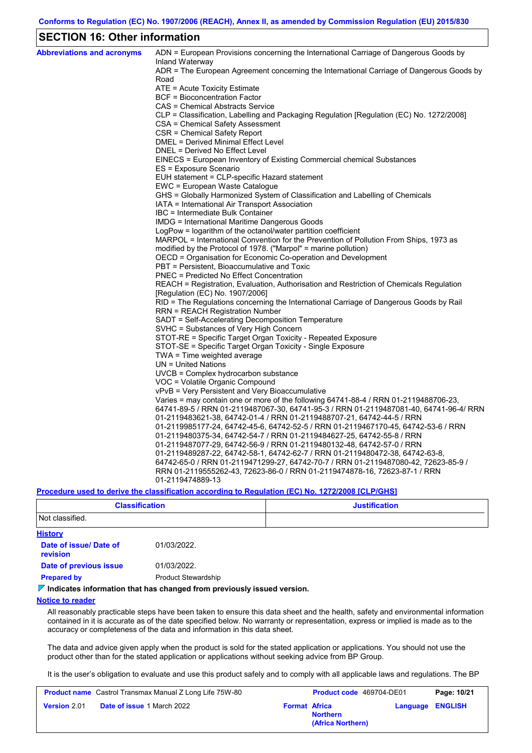## SECTION 16: Other information

**Abbreviations and acronyms**

ADN = European Provisions concerning the International Carriage of Dangerous Goods by Inland Waterway
ADR = The European Agreement concerning the International Carriage of Dangerous Goods by Road
ATE = Acute Toxicity Estimate
BCF = Bioconcentration Factor
CAS = Chemical Abstracts Service
CLP = Classification, Labelling and Packaging Regulation [Regulation (EC) No. 1272/2008]
CSA = Chemical Safety Assessment
CSR = Chemical Safety Report
DMEL = Derived Minimal Effect Level
DNEL = Derived No Effect Level
EINECS = European Inventory of Existing Commercial chemical Substances
ES = Exposure Scenario
EUH statement = CLP-specific Hazard statement
EWC = European Waste Catalogue
GHS = Globally Harmonized System of Classification and Labelling of Chemicals
IATA = International Air Transport Association
IBC = Intermediate Bulk Container
IMDG = International Maritime Dangerous Goods
LogPow = logarithm of the octanol/water partition coefficient
MARPOL = International Convention for the Prevention of Pollution From Ships, 1973 as modified by the Protocol of 1978. ("Marpol" = marine pollution)
OECD = Organisation for Economic Co-operation and Development
PBT = Persistent, Bioaccumulative and Toxic
PNEC = Predicted No Effect Concentration
REACH = Registration, Evaluation, Authorisation and Restriction of Chemicals Regulation [Regulation (EC) No. 1907/2006]
RID = The Regulations concerning the International Carriage of Dangerous Goods by Rail
RRN = REACH Registration Number
SADT = Self-Accelerating Decomposition Temperature
SVHC = Substances of Very High Concern
STOT-RE = Specific Target Organ Toxicity - Repeated Exposure
STOT-SE = Specific Target Organ Toxicity - Single Exposure
TWA = Time weighted average
UN = United Nations
UVCB = Complex hydrocarbon substance
VOC = Volatile Organic Compound
vPvB = Very Persistent and Very Bioaccumulative
Varies = may contain one or more of the following 64741-88-4 / RRN 01-2119488706-23, 64741-89-5 / RRN 01-2119487067-30, 64741-95-3 / RRN 01-2119487081-40, 64741-96-4/ RRN 01-2119483621-38, 64742-01-4 / RRN 01-2119488707-21, 64742-44-5 / RRN 01-2119985177-24, 64742-45-6, 64742-52-5 / RRN 01-2119467170-45, 64742-53-6 / RRN 01-2119480375-34, 64742-54-7 / RRN 01-2119484627-25, 64742-55-8 / RRN 01-2119487077-29, 64742-56-9 / RRN 01-2119480132-48, 64742-57-0 / RRN 01-2119489287-22, 64742-58-1, 64742-62-7 / RRN 01-2119480472-38, 64742-63-8, 64742-65-0 / RRN 01-2119471299-27, 64742-70-7 / RRN 01-2119487080-42, 72623-85-9 / RRN 01-2119555262-43, 72623-86-0 / RRN 01-2119474878-16, 72623-87-1 / RRN 01-2119474889-13

**Procedure used to derive the classification according to Regulation (EC) No. 1272/2008 [CLP/GHS]**

| Classification | Justification |
| --- | --- |
| Not classified. | |

**History**

**Date of issue/ Date of revision**: 01/03/2022.

**Date of previous issue**: 01/03/2022.

**Prepared by**: Product Stewardship

**Indicates information that has changed from previously issued version.**

**Notice to reader**

All reasonably practicable steps have been taken to ensure this data sheet and the health, safety and environmental information contained in it is accurate as of the date specified below. No warranty or representation, express or implied is made as to the accuracy or completeness of the data and information in this data sheet.

The data and advice given apply when the product is sold for the stated application or applications. You should not use the product other than for the stated application or applications without seeking advice from BP Group.

It is the user's obligation to evaluate and use this product safely and to comply with all applicable laws and regulations. The BP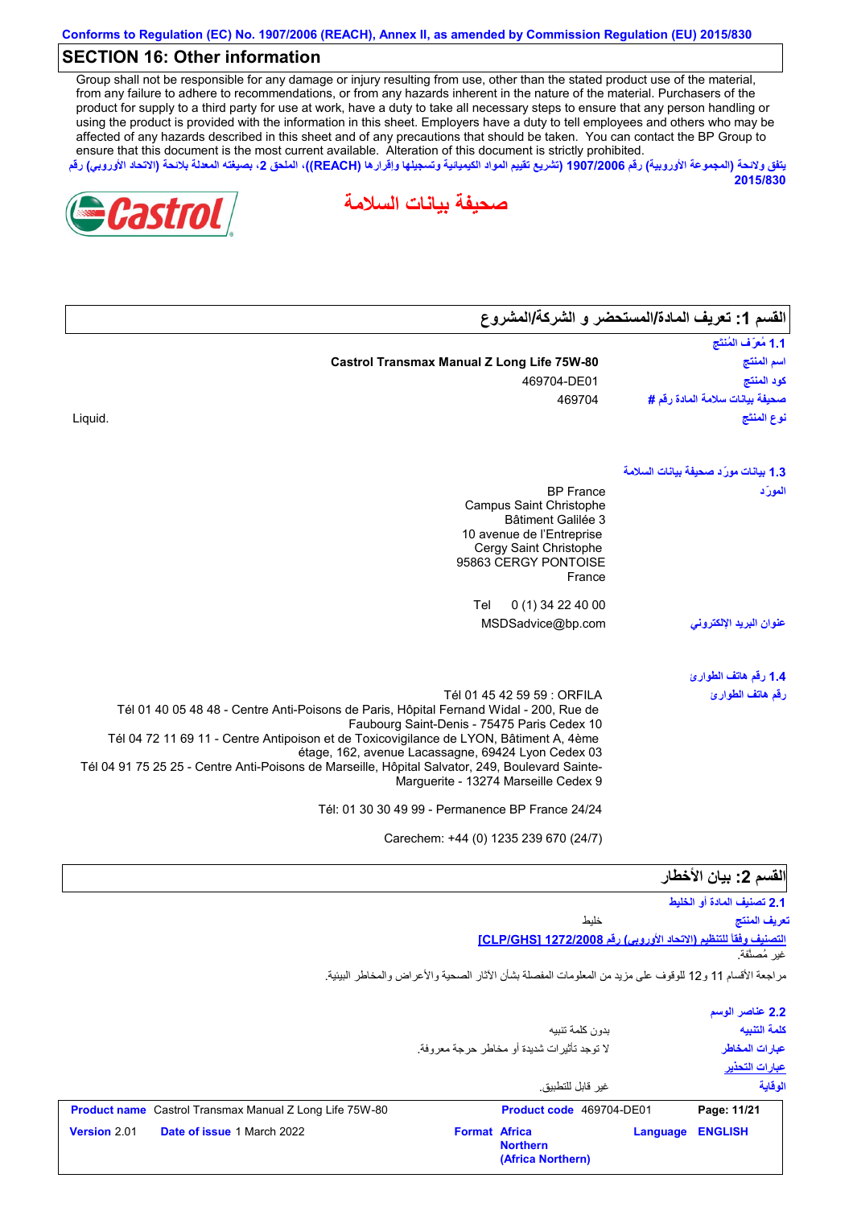Conforms to Regulation (EC) No. 1907/2006 (REACH), Annex II, as amended by Commission Regulation (EU) 2015/830

## SECTION 16: Other information

Group shall not be responsible for any damage or injury resulting from use, other than the stated product use of the material, from any failure to adhere to recommendations, or from any hazards inherent in the nature of the material. Purchasers of the product for supply to a third party for use at work, have a duty to take all necessary steps to ensure that any person handling or using the product is provided with the information in this sheet. Employers have a duty to tell employees and others who may be affected of any hazards described in this sheet and of any precautions that should be taken. You can contact the BP Group to ensure that this document is the most current available. Alteration of this document is strictly prohibited.

يتفق ولائحة (المجموعة الأوروبية) رقم 1907/2006 (تشريع تقييم المواد الكيميائية وتسجيلها وإقرارها (REACH))، الملحق 2، بصيغته المعدلة بلائحة (الاتحاد الأوروبي) رقم 2015/830

Castrol

# صحيفة بيانات السلامة

## القسم 1: تعريف المادة/المستحضر و الشركة/المشروع

### 1.1 مُعرِّف المُنتَج

| | |
|---|---|
| اسم المنتج | Castrol Transmax Manual Z Long Life 75W-80 |
| كود المنتج | 469704-DE01 |
| صحيفة بيانات سلامة المادة رقم # | 469704 |
| نوع المنتج | Liquid. |

### 1.3 بيانات مورّد صحيفة بيانات السلامة

المورّد

BP France
Campus Saint Christophe
Bâtiment Galilée 3
10 avenue de l'Entreprise
Cergy Saint Christophe
95863 CERGY PONTOISE
France

Tel 0 (1) 34 22 40 00

عنوان البريد الإلكتروني: MSDSadvice@bp.com

### 1.4 رقم هاتف الطوارئ

رقم هاتف الطوارئ

Tél 01 45 42 59 59 : ORFILA
Tél 01 40 05 48 48 - Centre Anti-Poisons de Paris, Hôpital Fernand Widal - 200, Rue de Faubourg Saint-Denis - 75475 Paris Cedex 10
Tél 04 72 11 69 11 - Centre Antipoison et de Toxicovigilance de LYON, Bâtiment A, 4ème étage, 162, avenue Lacassagne, 69424 Lyon Cedex 03
Tél 04 91 75 25 25 - Centre Anti-Poisons de Marseille, Hôpital Salvator, 249, Boulevard Sainte-Marguerite - 13274 Marseille Cedex 9

Tél: 01 30 30 49 99 - Permanence BP France 24/24

Carechem: +44 (0) 1235 239 670 (24/7)

## القسم 2: بيان الأخطار

### 2.1 تصنيف المادة أو الخليط

تعريف المنتج: خليط

التصنيف وفقاً للتنظيم (الاتحاد الأوروبي) رقم [CLP/GHS] 1272/2008

غير مُصنَّفة.

مراجعة الأقسام 11 و12 للوقوف على مزيد من المعلومات المفصلة بشأن الآثار الصحية والأعراض والمخاطر البيئية.

### 2.2 عناصر الوسم

| | |
|---|---|
| كلمة التنبيه | بدون كلمة تنبيه |
| عبارات المخاطر | لا توجد تأثيرات شديدة أو مخاطر حرجة معروفة. |

عبارات التحذير

| | |
|---|---|
| الوقاية | غير قابل للتطبيق. |

| | | | |
|---|---|---|---|
| **Product name** Castrol Transmax Manual Z Long Life 75W-80 | | **Product code** 469704-DE01 | |
| **Version** 2.01 | **Date of issue** 1 March 2022 | **Format** Africa Northern (Africa Northern) | **Language** ENGLISH |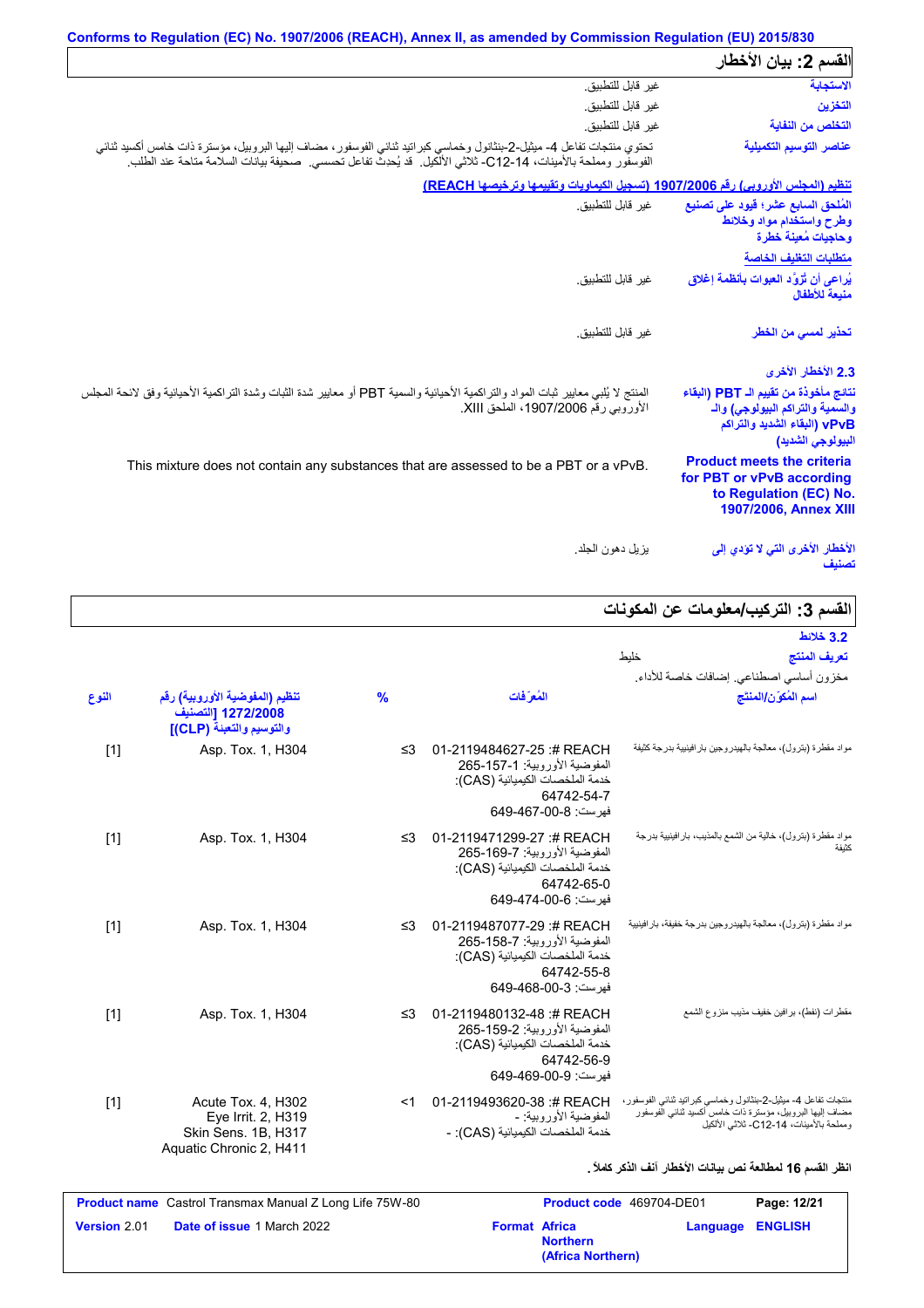Conforms to Regulation (EC) No. 1907/2006 (REACH), Annex II, as amended by Commission Regulation (EU) 2015/830

## القسم 2: بيان الأخطار

**الاستجابة** : غير قابل للتطبيق.

**التخزين** : غير قابل للتطبيق.

**التخلص من النفاية** : غير قابل للتطبيق.

**عناصر التوسيم التكميلية** : تحتوي منتجات تفاعل 4- ميثيل-2-بنتانول وخماسي كبراتيد ثنائي الفوسفور، مضاف إليها البروبيل، مؤسترة ذات خامس أكسيد ثنائي الفوسفور ومملحة بالأمينات، 14-C12- ثلاثي الألكيل. قد يُحدث تفاعل تحسسي. صحيفة بيانات السلامة متاحة عند الطلب.

**تنظيم (المجلس الأوروبي) رقم 1907/2006 (تسجيل الكيماويات وتقييمها وترخيصها REACH)**

**المُلحق السابع عشر؛ قيود على تصنيع وطرح واستخدام مواد وخلائط وحاجيات مُعينة خطرة** : غير قابل للتطبيق.

**متطلبات التغليف الخاصة**

**يُراعى أن تُزوَّد العبوات بأنظمة إغلاق منيعة للأطفال** : غير قابل للتطبيق.

**تحذير لمسي من الخطر** : غير قابل للتطبيق.

### 2.3 الأخطار الأخرى

**نتائج مأخوذة من تقييم الـ PBT (البقاء والسمية والتراكم البيولوجي) والـ vPvB (البقاء الشديد والتراكم البيولوجي الشديد)** : المنتج لا يُلبي معايير ثبات المواد والتراكمية الأحيائية والسمية PBT أو معايير شدة الثبات وشدة التراكمية الأحيائية وفق لائحة المجلس الأوروبي رقم 1907/2006، الملحق XIII.

**Product meets the criteria for PBT or vPvB according to Regulation (EC) No. 1907/2006, Annex XIII** : This mixture does not contain any substances that are assessed to be a PBT or a vPvB.

**الأخطار الأخرى التي لا تؤدي إلى تصنيف** : يزيل دهون الجلد.

## القسم 3: التركيب/معلومات عن المكونات

### 3.2 خلائط

**تعريف المنتج** : خليط

مخزون أساسي اصطناعي. إضافات خاصة للأداء.

| اسم المُكوّن/المنتج | المُعرّفات | % | تنظيم (المفوضية الأوروبية) رقم 1272/2008 [التصنيف والتوسيم والتعبئة (CLP)] | النوع |
|---|---|---|---|---|
| مواد مقطرة (بترول)، معالجة بالهيدروجين بارافينية بدرجة كثيفة | REACH #: 01-2119484627-25<br>المفوضية الأوروبية: 265-157-1<br>خدمة الملخصات الكيميائية (CAS): 64742-54-7<br>فهرست: 649-467-00-8 | ≤3 | Asp. Tox. 1, H304 | [1] |
| مواد مقطرة (بترول)، خالية من الشمع بالمذيب، بارافينية بدرجة كثيفة | REACH #: 01-2119471299-27<br>المفوضية الأوروبية: 265-169-7<br>خدمة الملخصات الكيميائية (CAS): 64742-65-0<br>فهرست: 649-474-00-6 | ≤3 | Asp. Tox. 1, H304 | [1] |
| مواد مقطرة (بترول)، معالجة بالهيدروجين بدرجة خفيفة، بارافينية | REACH #: 01-2119487077-29<br>المفوضية الأوروبية: 265-158-7<br>خدمة الملخصات الكيميائية (CAS): 64742-55-8<br>فهرست: 649-468-00-3 | ≤3 | Asp. Tox. 1, H304 | [1] |
| مقطرات (نفط)، برافين خفيف مذيب منزوع الشمع | REACH #: 01-2119480132-48<br>المفوضية الأوروبية: 265-159-2<br>خدمة الملخصات الكيميائية (CAS): 64742-56-9<br>فهرست: 649-469-00-9 | ≤3 | Asp. Tox. 1, H304 | [1] |
| منتجات تفاعل 4- ميثيل-2-بنتانول وخماسي كبراتيد ثنائي الفوسفور، مضاف إليها البروبيل، مؤسترة ذات خامس أكسيد ثنائي الفوسفور ومملحة بالأمينات، 14-C12- ثلاثي الألكيل | REACH #: 01-2119493620-38<br>المفوضية الأوروبية: -<br>خدمة الملخصات الكيميائية (CAS): - | <1 | Acute Tox. 4, H302<br>Eye Irrit. 2, H319<br>Skin Sens. 1B, H317<br>Aquatic Chronic 2, H411 | [1] |

**انظر القسم 16 لمطالعة نص بيانات الأخطار آنف الذكر كاملاً.**

| Product name | Castrol Transmax Manual Z Long Life 75W-80 | Product code | 469704-DE01 |
|---|---|---|---|
| Version | 2.01 | Date of issue | 1 March 2022 |
| Format | Africa Northern (Africa Northern) | Language | ENGLISH |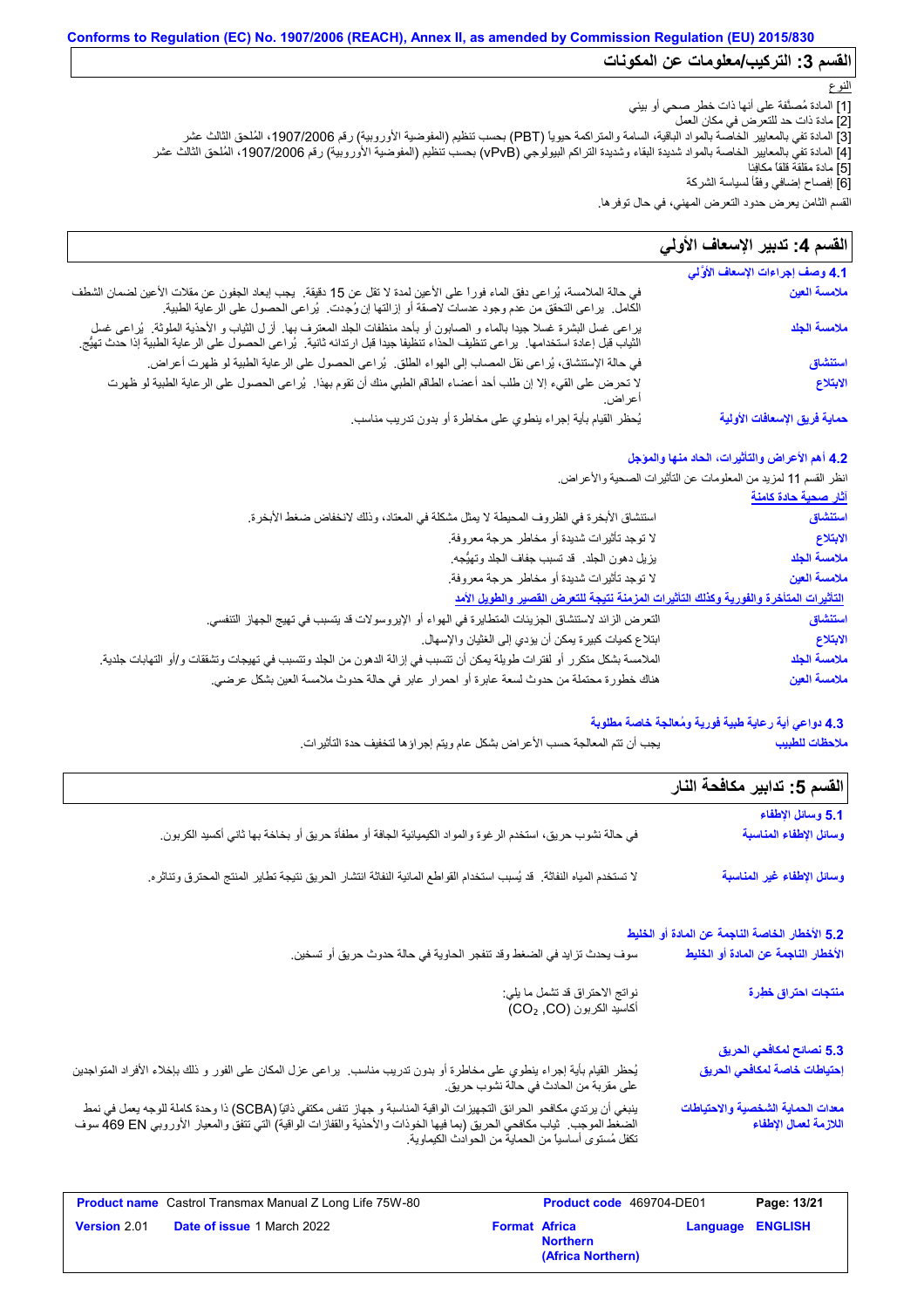Conforms to Regulation (EC) No. 1907/2006 (REACH), Annex II, as amended by Commission Regulation (EU) 2015/830

## القسم 3: التركيب/معلومات عن المكونات

النوع

[1] المادة مُصنَّفة على أنها ذات خطر صحي أو بيئي
[2] مادة ذات حد للتعرض في مكان العمل
[3] المادة تفي بالمعايير الخاصة بالمواد الباقية، السامة والمتراكمة حيوياً (PBT) بحسب تنظيم (المفوضية الأوروبية) رقم 1907/2006، المُلحق الثالث عشر
[4] المادة تفي بالمعايير الخاصة بالمواد شديدة البقاء وشديدة التراكم البيولوجي (vPvB) بحسب تنظيم (المفوضية الأوروبية) رقم 1907/2006، المُلحق الثالث عشر
[5] مادة مقلقة قلقاً مكافئا
[6] إفصاح إضافي وفقاً لسياسة الشركة

القسم الثامن يعرض حدود التعرض المهني، في حال توفرها.

## القسم 4: تدبير الإسعاف الأولي

### 4.1 وصف إجراءات الإسعاف الأوَّلي

| | |
|---|---|
| ملامسة العين | في حالة الملامسة، يُراعى دفق الماء فوراً على الأعين لمدة لا تقل عن 15 دقيقة. يجب إبعاد الجفون عن مقلات الأعين لضمان الشطف الكامل. يراعى التحقق من عدم وجود عدسات لاصقة أو إزالتها إن وُجِدت. يُراعى الحصول على الرعاية الطبية. |
| ملامسة الجلد | يراعى غسل البشرة غسلا جيدا بالماء و الصابون أو بأحد منظفات الجلد المعترف بها. أزل الثياب و الأحذية الملوثة. يُراعى غسل الثياب قبل إعادة استخدامها. يراعى تنظيف الحذاء تنظيفا جيدا قبل ارتدائه ثانية. يُراعى الحصول على الرعاية الطبية إذا حدث تهيُّج. |
| استنشاق | في حالة الإستنشاق، يُراعى نقل المصاب إلى الهواء الطلق. يُراعى الحصول على الرعاية الطبية لو ظهرت أعراض. |
| الابتلاع | لا تحرض على القيء إلا إن طلب أحد أعضاء الطاقم الطبي منك أن تقوم بهذا. يُراعى الحصول على الرعاية الطبية لو ظهرت أعراض. |
| حماية فريق الإسعافات الأولية | يُحظر القيام بأية إجراء ينطوي على مخاطرة أو بدون تدريب مناسب. |

### 4.2 أهم الأعراض والتأثيرات، الحاد منها والمؤجل

انظر القسم 11 لمزيد من المعلومات عن التأثيرات الصحية والأعراض.

آثار صحية حادة كامنة

| | |
|---|---|
| استنشاق | استنشاق الأبخرة في الظروف المحيطة لا يمثل مشكلة في المعتاد، وذلك لانخفاض ضغط الأبخرة. |
| الابتلاع | لا توجد تأثيرات شديدة أو مخاطر حرجة معروفة. |
| ملامسة الجلد | يزيل دهون الجلد. قد تسبب جفاف الجلد وتهيُّجه. |
| ملامسة العين | لا توجد تأثيرات شديدة أو مخاطر حرجة معروفة. |

التأثيرات المتأخرة والفورية وكذلك التأثيرات المزمنة نتيجة للتعرض القصير والطويل الأمد

| | |
|---|---|
| استنشاق | التعرض الزائد لاستنشاق الجزيئات المتطايرة في الهواء أو الإيروسولات قد يتسبب في تهيج الجهاز التنفسي. |
| الابتلاع | ابتلاع كميات كبيرة يمكن أن يؤدي إلى الغثيان والإسهال. |
| ملامسة الجلد | الملامسة بشكل متكرر أو لفترات طويلة يمكن أن تتسبب في إزالة الدهون من الجلد وتتسبب في تهيجات وتشققات و/أو التهابات جلدية. |
| ملامسة العين | هناك خطورة محتملة من حدوث لسعة عابرة أو احمرار عابر في حالة حدوث ملامسة العين بشكل عرضي. |

### 4.3 دواعي أية رعاية طبية فورية ومُعالجة خاصة مطلوبة

| | |
|---|---|
| ملاحظات للطبيب | يجب أن تتم المعالجة حسب الأعراض بشكل عام ويتم إجراؤها لتخفيف حدة التأثيرات. |

## القسم 5: تدابير مكافحة النار

### 5.1 وسائل الإطفاء

| | |
|---|---|
| وسائل الإطفاء المناسبة | في حالة نشوب حريق، استخدم الرغوة والمواد الكيميائية الجافة أو مطفأة حريق أو بخاخة بها ثاني أكسيد الكربون. |
| وسائل الإطفاء غير المناسبة | لا تستخدم المياه النفاثة. قد يُسبب استخدام القواطع المائية النفاثة انتشار الحريق نتيجة تطاير المنتج المحترق وتناثره. |

### 5.2 الأخطار الخاصة الناجمة عن المادة أو الخليط

| | |
|---|---|
| الأخطار الناجمة عن المادة أو الخليط | سوف يحدث تزايد في الضغط وقد تنفجر الحاوية في حالة حدوث حريق أو تسخين. |
| منتجات احتراق خطرة | نواتج الاحتراق قد تشمل ما يلي: أكاسيد الكربون ($CO_2$, CO) |

### 5.3 نصائح لمكافحي الحريق

| | |
|---|---|
| إحتياطات خاصة لمكافحي الحريق | يُحظر القيام بأية إجراء ينطوي على مخاطرة أو بدون تدريب مناسب. يراعى عزل المكان على الفور و ذلك بإخلاء الأفراد المتواجدين على مقربة من الحادث في حالة نشوب حريق. |
| معدات الحماية الشخصية والاحتياطات اللازمة لعمال الإطفاء | ينبغي أن يرتدي مكافحو الحرائق التجهيزات الواقية المناسبة و جهاز تنفس مكتفي ذاتيّاً (SCBA) ذا وحدة كاملة للوجه يعمل في نمط الضغط الموجب. ثياب مكافحي الحريق (بما فيها الخوذات والأحذية والقفازات الواقية) التي تتفق والمعيار الأوروبي EN 469 سوف تكفل مُستوى أساسياً من الحماية من الحوادث الكيماوية. |

| Product name | Castrol Transmax Manual Z Long Life 75W-80 | Product code | 469704-DE01 | Page: 13/21 |
|---|---|---|---|---|
| Version 2.01 | Date of issue 1 March 2022 | Format Africa Northern (Africa Northern) | Language ENGLISH | |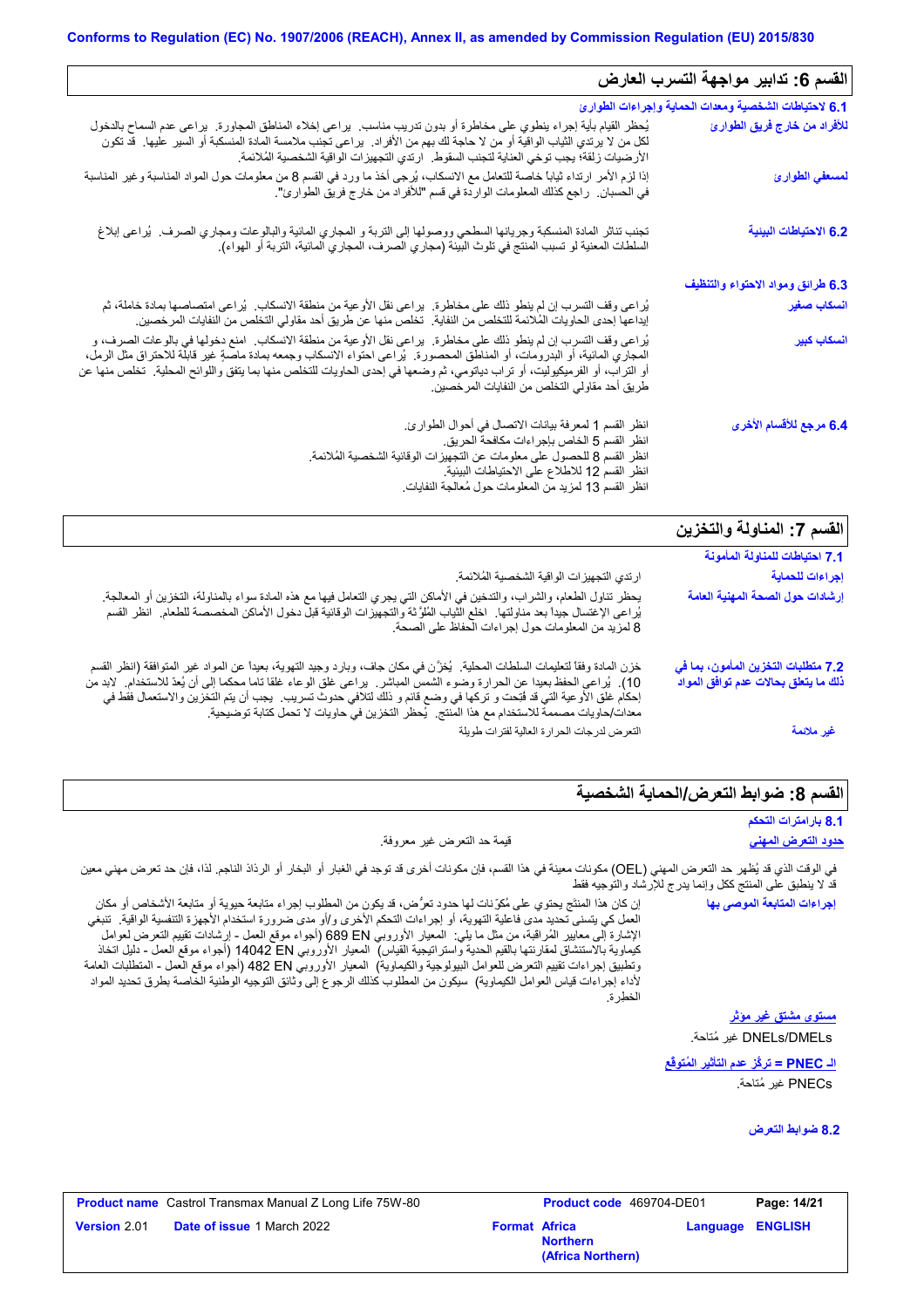## القسم 6: تدابير مواجهة التسرب العارض

**6.1 لاحتياطات الشخصية ومعدات الحماية وإجراءات الطوارئ**

**للأفراد من خارج فريق الطوارئ**

يُحظر القيام بأية إجراء ينطوي على مخاطرة أو بدون تدريب مناسب. يراعى إخلاء المناطق المجاورة. يراعى عدم السماح بالدخول لكل من لا يرتدي الثياب الواقية أو من لا حاجة لك بهم من الأفراد. يراعى تجنب ملامسة المادة المنسكبة أو السير عليها. قد تكون الأرضيات زلقة؛ يجب توخي العناية لتجنب السقوط. ارتدي التجهيزات الواقية الشخصية المُلائمة.

**لمسعفي الطوارئ**

إذا لزم الأمر ارتداء ثياباً خاصة للتعامل مع الانسكاب، يُرجى أخذ ما ورد في القسم 8 من معلومات حول المواد المناسبة وغير المناسبة في الحسبان. راجع كذلك المعلومات الواردة في قسم "للأفراد من خارج فريق الطوارئ".

**6.2 الاحتياطات البيئية**

تجنب تناثر المادة المنسكبة وجريانها السطحي ووصولها إلى التربة و المجاري المائية والبالوعات ومجاري الصرف. يُراعى إبلاغ السلطات المعنية لو تسبب المنتج في تلوث البيئة (مجاري الصرف، المجاري المائية، التربة أو الهواء).

**6.3 طرائق ومواد الاحتواء والتنظيف**

**انسكاب صغير**

يُراعى وقف التسرب إن لم ينطو ذلك على مخاطرة. يراعى نقل الأوعية من منطقة الانسكاب. يُراعى امتصاصها بمادة خاملة، ثم إيداعها إحدى الحاويات المُلائمة للتخلص من النفاية. تخلص منها عن طريق أحد مقاولي التخلص من النفايات المرخصين.

**انسكاب كبير**

يُراعى وقف التسرب إن لم ينطو ذلك على مخاطرة. يراعى نقل الأوعية من منطقة الانسكاب. امنع دخولها في بالوعات الصرف، و المجاري المائية، أو البدرومات، أو المناطق المحصورة. يُراعى احتواء الانسكاب وجمعه بمادة ماصة غير قابلة للاحتراق مثل الرمل، أو التراب، أو الفرميكيوليت، أو تراب دياتومي، ثم وضعها في إحدى الحاويات للتخلص منها بما يتفق واللوائح المحلية. تخلص منها عن طريق أحد مقاولي التخلص من النفايات المرخصين.

**6.4 مرجع للأقسام الأخرى**

انظر القسم 1 لمعرفة بيانات الاتصال في أحوال الطوارئ.
انظر القسم 5 الخاص بإجراءات مكافحة الحريق.
انظر القسم 8 للحصول على معلومات عن التجهيزات الوقائية الشخصية المُلائمة.
انظر القسم 12 للاطلاع على الاحتياطات البيئية.
انظر القسم 13 لمزيد من المعلومات حول مُعالجة النفايات.

## القسم 7: المناولة والتخزين

**7.1 احتياطات للمناولة المأمونة**

**إجراءات للحماية**

ارتدي التجهيزات الواقية الشخصية المُلائمة.

**إرشادات حول الصحة المهنية العامة**

يحظر تناول الطعام، والشراب، والتدخين في الأماكن التي يجري التعامل فيها مع هذه المادة سواء بالمناولة، التخزين أو المعالجة. يُراعى الإغتسال جيداً بعد مناولتها. اخلع الثياب المُلوَّثة والتجهيزات الوقائية قبل دخول الأماكن المخصصة للطعام. انظر القسم 8 لمزيد من المعلومات حول إجراءات الحفاظ على الصحة.

**7.2 متطلبات التخزين المأمون، بما في ذلك ما يتعلق بحالات عدم توافق المواد**

خزن المادة وفقاً لتعليمات السلطات المحلية. يُخزَّن في مكان جاف، وبارد وجيد التهوية، بعيداً عن المواد غير المتوافقة (انظر القسم 10). يُراعى الحفظ بعيدا عن الحرارة وضوء الشمس المباشر. يراعى غلق الوعاء غلقا تاما محكما إلى أن يُعدّ للاستخدام. لابد من إحكام غلق الأوعية التي قد فُتِحت و تركها في وضع قائم و ذلك لتلافي حدوث تسريب. يجب أن يتم التخزين والاستعمال فقط في معدات/حاويات مصممة للاستخدام مع هذا المنتج. يُحظر التخزين في حاويات لا تحمل كتابة توضيحية.

**غير ملائمة**

التعرض لدرجات الحرارة العالية لفترات طويلة

## القسم 8: ضوابط التعرض/الحماية الشخصية

**8.1 بارامترات التحكم**

**حدود التعرض المهني**

قيمة حد التعرض غير معروفة.

في الوقت الذي قد يُظهر حد التعرض المهني (OEL) مكونات معينة في هذا القسم، فإن مكونات أخرى قد توجد في الغبار أو البخار أو الرذاذ الناجم. لذا، فإن حد تعرض مهني معين قد لا ينطبق على المنتج ككل وإنما يدرج للإرشاد والتوجيه فقط

**إجراءات المتابعة الموصى بها**

إن كان هذا المنتج يحتوي على مُكوّنات لها حدود تعرُض، قد يكون من المطلوب إجراء متابعة حيوية أو متابعة الأشخاص أو مكان العمل كي يتسنى تحديد مدى فاعلية التهوية، أو إجراءات التحكم الأخرى و/أو مدى ضرورة استخدام الأجهزة التنفسية الواقية. تنبغي الإشارة إلى معايير المُراقبة، من مثل ما يلي: المعيار الأوروبي EN 689 (أجواء موقع العمل - إرشادات تقييم التعرض لعوامل كيماوية بالاستنشاق لمقارنتها بالقيم الحدية واستراتيجية القياس) المعيار الأوروبي EN 14042 (أجواء موقع العمل - دليل اتخاذ وتطبيق إجراءات تقييم التعرض للعوامل البيولوجية والكيماوية) المعيار الأوروبي EN 482 (أجواء موقع العمل - المتطلبات العامة لأداء إجراءات قياس العوامل الكيماوية) سيكون من المطلوب كذلك الرجوع إلى وثائق التوجيه الوطنية الخاصة بطرق تحديد المواد الخطرة.

**مستوى مشتق غير مؤثر**

DNELs/DMELs غير مُتاحة.

**الـ PNEC = تركّز عدم التأثير المُتوقّع**

PNECs غير مُتاحة.

**8.2 ضوابط التعرض**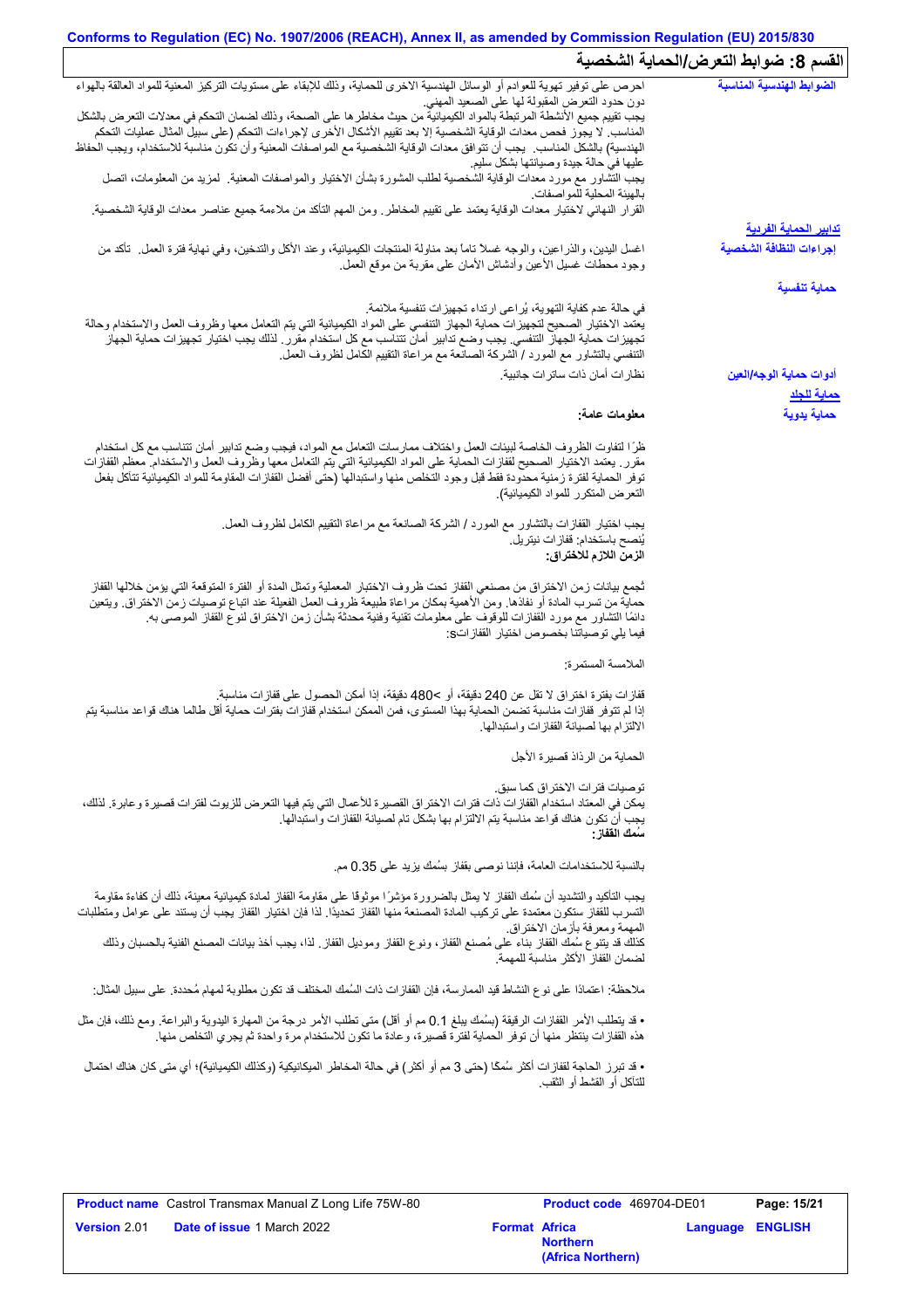## القسم 8: ضوابط التعرض/الحماية الشخصية

**الضوابط الهندسية المناسبة**

احرص على توفير تهوية للعوادم أو الوسائل الهندسية الاخرى للحماية، وذلك للإبقاء على مستويات التركيز المعنية للمواد العالقة بالهواء دون حدود التعرض المقبولة لها على الصعيد المهني.
يجب تقييم جميع الأنشطة المرتبطة بالمواد الكيميائية من حيث مخاطرها على الصحة، وذلك لضمان التحكم في معدلات التعرض بالشكل المناسب. لا يجوز فحص معدات الوقاية الشخصية إلا بعد تقييم الأشكال الأخرى لإجراءات التحكم (على سبيل المثال عمليات التحكم الهندسية) بالشكل المناسب. يجب أن تتوافق معدات الوقاية الشخصية مع المواصفات المعنية وأن تكون مناسبة للاستخدام، ويجب الحفاظ عليها في حالة جيدة وصيانتها بشكل سليم.
يجب التشاور مع مورد معدات الوقاية الشخصية لطلب المشورة بشأن الاختيار والمواصفات المعنية. لمزيد من المعلومات، اتصل بالهيئة المحلية للمواصفات.
القرار النهائي لاختيار معدات الوقاية يعتمد على تقييم المخاطر. ومن المهم التأكد من ملاءمة جميع عناصر معدات الوقاية الشخصية.

**تدابير الحماية الفردية**

**إجراءات النظافة الشخصية**

اغسل اليدين، والذراعين، والوجه غسلاً تاماً بعد مناولة المنتجات الكيميائية، وعند الأكل والتدخين، وفي نهاية فترة العمل. تأكد من وجود محطات غسيل الأعين وأدشاش الأمان على مقربة من موقع العمل.

**حماية تنفسية**

في حالة عدم كفاية التهوية، يُراعى ارتداء تجهيزات تنفسية ملائمة.
يعتمد الاختيار الصحيح لتجهيزات حماية الجهاز التنفسي على المواد الكيميائية التي يتم التعامل معها وظروف العمل والاستخدام وحالة تجهيزات حماية الجهاز التنفسي. يجب وضع تدابير أمان تتناسب مع كل استخدام مقرر. لذلك يجب اختيار تجهيزات حماية الجهاز التنفسي بالتشاور مع المورد / الشركة الصانعة مع مراعاة التقييم الكامل لظروف العمل.

**أدوات حماية الوجه/العين**

نظارات أمان ذات ساترات جانبية.

**حماية للجلد**

**حماية يدوية**

**معلومات عامة:**

ظرًا لتفاوت الظروف الخاصة لبيئات العمل واختلاف ممارسات التعامل مع المواد، فيجب وضع تدابير أمان تتناسب مع كل استخدام مقرر. يعتمد الاختيار الصحيح لقفازات الحماية على المواد الكيميائية التي يتم التعامل معها وظروف العمل والاستخدام. معظم القفازات توفر الحماية لفترة زمنية محدودة فقط قبل وجود التخلص منها واستبدالها (حتى أفضل القفازات المقاومة للمواد الكيميائية تتآكل بفعل التعرض المتكرر للمواد الكيميائية).

يجب اختيار القفازات بالتشاور مع المورد / الشركة الصانعة مع مراعاة التقييم الكامل لظروف العمل.
يُنصح باستخدام: قفازات نيتريل.

**الزمن اللازم للاختراق:**

تُجمع بيانات زمن الاختراق من مصنعي القفاز تحت ظروف الاختبار المعملية وتمثل المدة أو الفترة المتوقعة التي يؤمن خلالها القفاز حماية من تسرب المادة أو نفاذها. ومن الأهمية بمكان مراعاة طبيعة ظروف العمل الفعلية عند اتباع توصيات زمن الاختراق. ويتعين دائمًا التشاور مع مورد القفازات للوقوف على معلومات تقنية وفنية محدثة بشأن زمن الاختراق لنوع القفاز الموصى به.
فيما يلي توصياتنا بخصوص اختيار القفازاتs:

الملامسة المستمرة:

قفازات بفترة اختراق لا تقل عن 240 دقيقة، أو >480 دقيقة، إذا أمكن الحصول على قفازات مناسبة.
إذا لم تتوفر قفازات مناسبة تضمن الحماية بهذا المستوى، فمن الممكن استخدام قفازات بفترات حماية أقل طالما هناك قواعد مناسبة يتم الالتزام بها لصيانة القفازات واستبدالها.

الحماية من الرذاذ قصيرة الأجل

توصيات فترات الاختراق كما سبق.
يمكن في المعتاد استخدام القفازات ذات فترات الاختراق القصيرة للأعمال التي يتم فيها التعرض للزيوت لفترات قصيرة وعابرة. لذلك، يجب أن تكون هناك قواعد مناسبة يتم الالتزام بها بشكل تام لصيانة القفازات واستبدالها.

**سُمك القفاز:**

بالنسبة للاستخدامات العامة، فإننا نوصى بقفاز بسُمك يزيد على 0.35 مم.

يجب التأكيد والتشديد أن سُمك القفاز لا يمثل بالضرورة مؤشرًا موثوقًا على مقاومة القفاز لمادة كيميائية معينة، ذلك أن كفاءة مقاومة التسرب للقفاز ستكون معتمدة على تركيب المادة المصنعة منها القفاز تحديدًا. لذا فإن اختيار القفاز يجب أن يستند على عوامل ومتطلبات المهمة ومعرفة بأزمان الاختراق.
كذلك قد يتنوع سُمك القفاز بناء على مُصنع القفاز، ونوع القفاز وموديل القفاز. لذا، يجب أخذ بيانات المصنع الفنية بالحسبان وذلك لضمان القفاز الأكثر مناسبة للمهمة.

ملاحظة: اعتمادًا على نوع النشاط قيد الممارسة، فإن القفازات ذات السُمك المختلف قد تكون مطلوبة لمهام مُحددة. على سبيل المثال:

- قد يتطلب الأمر القفازات الرقيقة (بسُمك يبلغ 0.1 مم أو أقل) متى تطلب الأمر درجة من المهارة اليدوية والبراعة. ومع ذلك، فإن مثل هذه القفازات ينتظر منها أن توفر الحماية لفترة قصيرة، وعادة ما تكون للاستخدام مرة واحدة ثم يجري التخلص منها.

- قد تبرز الحاجة لقفازات أكثر سُمكًا (حتى 3 مم أو أكثر) في حالة المخاطر الميكانيكية (وكذلك الكيميائية)؛ أي متى كان هناك احتمال للتآكل أو القشط أو الثقب.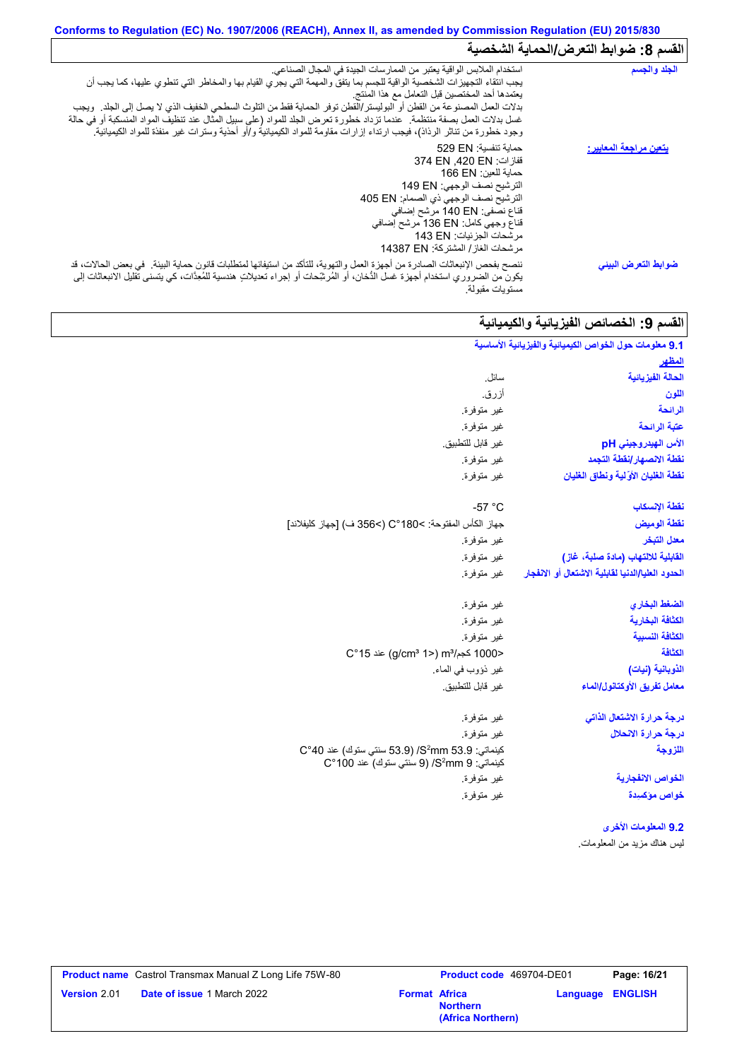Conforms to Regulation (EC) No. 1907/2006 (REACH), Annex II, as amended by Commission Regulation (EU) 2015/830

## القسم 8: ضوابط التعرض/الحماية الشخصية

| | |
|---|---|
| **الجلد والجسم** | استخدام الملابس الواقية يعتبر من الممارسات الجيدة في المجال الصناعي. يجب انتقاء التجهيزات الشخصية الواقية للجسم بما يتفق والمهمة التي يجري القيام بها والمخاطر التي تنطوي عليها، كما يجب أن يعتمدها أحد المختصين قبل التعامل مع هذا المنتج. بدلات العمل المصنوعة من القطن أو البوليستر/القطن توفر الحماية فقط من التلوث السطحي الخفيف الذي لا يصل إلى الجلد. ويجب غسل بدلات العمل بصفة منتظمة. عندما تزداد خطورة تعرض الجلد للمواد (على سبيل المثال عند تنظيف المواد المنسكبة أو في حالة وجود خطورة من تناثر الرذاذ)، فيجب ارتداء إزارات مقاومة للمواد الكيميائية و/أو أحذية وسترات غير منفذة للمواد الكيميائية. |
| **يتعين مراجعة المعايير:** | حماية تنفسية: EN 529<br>قفازات: EN 420, EN 374<br>حماية للعين: EN 166<br>الترشيح نصف الوجهي: EN 149<br>الترشيح الوجهي ذي الصمام: EN 405<br>قناع نصفي: EN 140 مرشح إضافي<br>قناع وجهي كامل: EN 136 مرشح إضافي<br>مرشحات الجزئيات: EN 143<br>مرشحات الغاز / المشتركة: EN 14387 |
| **ضوابط التعرض البيئي** | ننصح بفحص الإنبعاثات الصادرة من أجهزة العمل والتهوية، للتأكد من استيفائها لمتطلبات قانون حماية البيئة. في بعض الحالات، قد يكون من الضروري استخدام أجهزة غسل الدُخان، أو المُرشِحات أو إجراء تعديلاتٍ هندسية للمُعِدَّات، كي يتسنى تقليل الانبعاثات إلى مستويات مقبولة. |

## القسم 9: الخصائص الفيزيائية والكيميائية

### 9.1 معلومات حول الخواص الكيميائية والفيزيائية الأساسية

**المظهر**

| | |
|---|---|
| **الحالة الفيزيائية** | سائل. |
| **اللون** | أزرق. |
| **الرائحة** | غير متوفرة. |
| **عتبة الرائحة** | غير متوفرة. |
| **الأس الهيدروجيني pH** | غير قابل للتطبيق. |
| **نقطة الانصهار/نقطة التجمد** | غير متوفرة. |
| **نقطة الغليان الأوّلية ونطاق الغليان** | غير متوفرة. |
| **نقطة الإنسكاب** | -57 °C |
| **نقطة الوميض** | جهاز الكأس المفتوحة: >180°C (>356 ف) [جهاز كليفلاند] |
| **معدل التبخر** | غير متوفرة. |
| **القابلية للالتهاب (مادة صلبة، غاز)** | غير متوفرة. |
| **الحدود العليا/الدنيا لقابلية الاشتعال أو الانفجار** | غير متوفرة. |
| **الضغط البخاري** | غير متوفرة. |
| **الكثافة البخارية** | غير متوفرة. |
| **الكثافة النسبية** | غير متوفرة. |
| **الكثافة** | <1000 كجم/m³ (<1 g/cm³) عند 15°C |
| **الذوبانية (نيات)** | غير ذوَوب في الماء. |
| **معامل تفريق الأوكتانول/الماء** | غير قابل للتطبيق. |
| **درجة حرارة الاشتعال الذاتي** | غير متوفرة. |
| **درجة حرارة الانحلال** | غير متوفرة. |
| **اللزوجة** | كينماتي: 53.9 $mm^2$/S (53.9 سنتي ستوك) عند 40°C<br>كينماتي: 9 $mm^2$/S (9 سنتي ستوك) عند 100°C |
| **الخواص الانفجارية** | غير متوفرة. |
| **خواص مؤكسدة** | غير متوفرة. |

### 9.2 المعلومات الأخرى

ليس هناك مزيد من المعلومات.

| | | | |
|---|---|---|---|
| **Product name** Castrol Transmax Manual Z Long Life 75W-80 | | **Product code** 469704-DE01 | **Page:** 16/21 |
| **Version** 2.01 | **Date of issue** 1 March 2022 | **Format** Africa Northern (Africa Northern) | **Language** ENGLISH |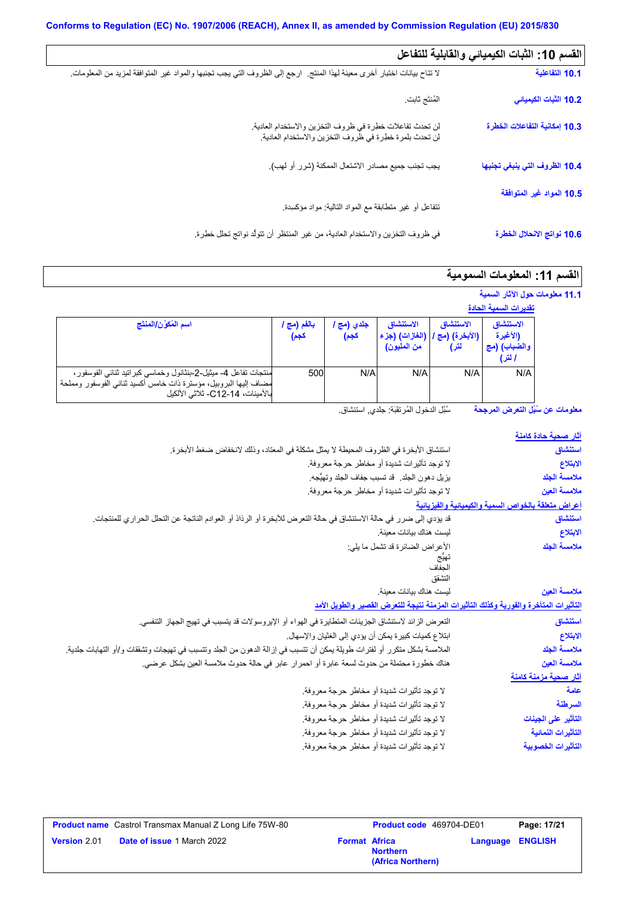## القسم 10: الثبات الكيميائي والقابلية للتفاعل

**10.1 التفاعلية**

لا تتاح بيانات اختبار أخرى معينة لهذا المنتج. ارجع إلى الظروف التي يجب تجنبها والمواد غير المتوافقة لمزيد من المعلومات.

**10.2 الثبات الكيميائي**

المُنتَج ثابت.

**10.3 إمكانية التفاعلات الخطرة**

لن تحدث تفاعلات خطرة في ظروف التخزين والاستخدام العادية.
لن تحدث بلمرة خطرة في ظروف التخزين والاستخدام العادية.

**10.4 الظروف التي ينبغي تجنبها**

يجب تجنب جميع مصادر الاشتعال الممكنة (شرر أو لهب).

**10.5 المواد غير المتوافقة**

تتفاعل أو غير متطابقة مع المواد التالية: مواد مؤكسدة.

**10.6 نواتج الانحلال الخطرة**

في ظروف التخزين والاستخدام العادية، من غير المنتظر أن تتولّد نواتج تحلل خطرة.

## القسم 11: المعلومات السمومية

**11.1 معلومات حول الآثار السمية**

تقديرات السمية الحادة

| اسم المكوّن/المنتج | بالفم (مج / كجم) | جلدي (مج / كجم) | الاستنشاق (الغازات) (جزء من المليون) | الاستنشاق (الأبخرة) (مج / لتر) | الاستنشاق (الأغبرة والضباب) (مج / لتر) |
| --- | --- | --- | --- | --- | --- |
| منتجات تفاعل 4- ميثيل-2-بنتانول وخماسي كبراتيد ثنائي الفوسفور، مضاف إليها البروبيل، مؤسترة ذات خامس أكسيد ثنائي الفوسفور ومملحة بالأمينات، C12-14- ثلاثي الألكيل | 500 | N/A | N/A | N/A | N/A |

**معلومات عن سُبُل التعرض المرجحة** سُبُل الدخول المُرتقَبَة: جلدي, استنشاق.

آثار صحية حادة كامنة

**استنشاق** استنشاق الأبخرة في الظروف المحيطة لا يمثل مشكلة في المعتاد، وذلك لانخفاض ضغط الأبخرة.

**الابتلاع** لا توجد تأثيرات شديدة أو مخاطر حرجة معروفة.

**ملامسة الجلد** يزيل دهون الجلد. قد تسبب جفاف الجلد وتهيُّجه.

**ملامسة العين** لا توجد تأثيرات شديدة أو مخاطر حرجة معروفة.

أعراض متعلقة بالخواص السمية والكيميائية والفيزيائية

**استنشاق** قد يؤدي إلى ضرر في حالة الاستنشاق في حالة التعرض للأبخرة أو الرذاذ أو العوادم الناتجة عن التحلل الحراري للمنتجات.

**الابتلاع** ليست هناك بيانات معينة.

**ملامسة الجلد** الأعراض الضائرة قد تشمل ما يلي:
تهيُّج
الجفاف
التشقق

**ملامسة العين** ليست هناك بيانات معينة.

التأثيرات المتأخرة والفورية وكذلك التأثيرات المزمنة نتيجة للتعرض القصير والطويل الأمد

**استنشاق** التعرض الزائد لاستنشاق الجزيئات المتطايرة في الهواء أو الإيروسولات قد يتسبب في تهيج الجهاز التنفسي.

**الابتلاع** ابتلاع كميات كبيرة يمكن أن يؤدي إلى الغثيان والإسهال.

**ملامسة الجلد** الملامسة بشكل متكرر أو لفترات طويلة يمكن أن تتسبب في إزالة الدهون من الجلد وتتسبب في تهيجات وتشققات و/أو التهابات جلدية.

**ملامسة العين** هناك خطورة محتملة من حدوث لسعة عابرة أو احمرار عابر في حالة حدوث ملامسة العين بشكل عرضي.

آثار صحية مزمنة كامنة

**عامة** لا توجد تأثيرات شديدة أو مخاطر حرجة معروفة.

**السرطنة** لا توجد تأثيرات شديدة أو مخاطر حرجة معروفة.

**التأثير على الجينات** لا توجد تأثيرات شديدة أو مخاطر حرجة معروفة.

**التأثيرات النمائية** لا توجد تأثيرات شديدة أو مخاطر حرجة معروفة.

**التأثيرات الخصوبية** لا توجد تأثيرات شديدة أو مخاطر حرجة معروفة.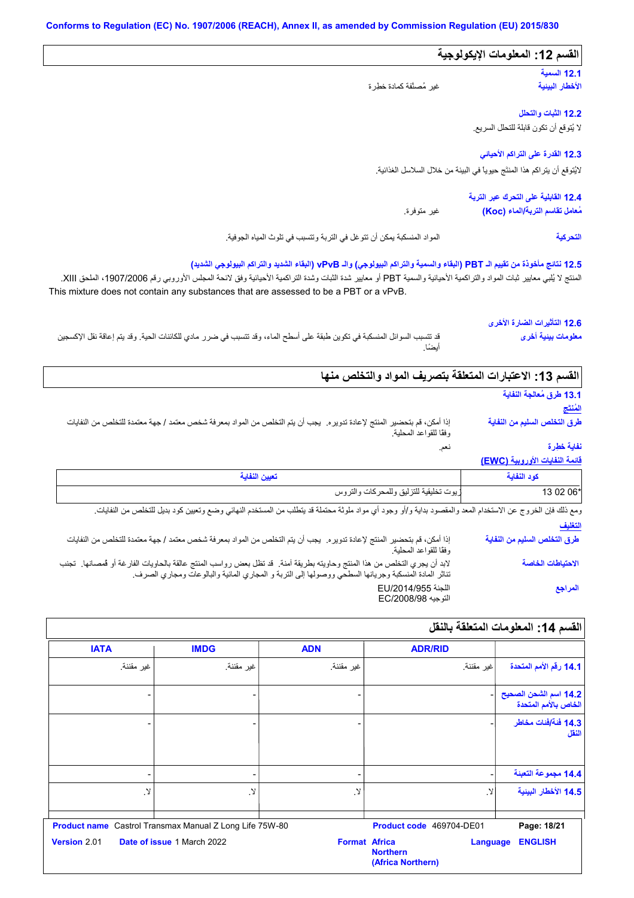## القسم 12: المعلومات الإيكولوجية

### 12.1 السمية

**الأخطار البيئية** : غير مُصنَّفة كمادة خطرة

### 12.2 الثبات والتحلل

لا يُتوقع أن تكون قابلة للتحلل السريع.

### 12.3 القدرة على التراكم الأحيائي

لايُتوقع أن يتراكم هذا المنتَج حيويا في البيئة من خلال السلاسل الغذائية.

### 12.4 القابلية على التحرك عبر التربة

**مُعامل تقاسم التربة/الماء (Koc)** : غير متوفرة.

**التحركية** : المواد المنسكبة يمكن أن تتوغل في التربة وتتسبب في تلوث المياه الجوفية.

### 12.5 نتائج مأخوذة من تقييم الـ PBT (البقاء والسمية والتراكم البيولوجي) والـ vPvB (البقاء الشديد والتراكم البيولوجي الشديد)

المنتج لا يُلبي معايير ثبات المواد والتراكمية الأحيائية والسمية PBT أو معايير شدة الثبات وشدة التراكمية الأحيائية وفق لائحة المجلس الأوروبي رقم 1907/2006، الملحق XIII.
This mixture does not contain any substances that are assessed to be a PBT or a vPvB.

### 12.6 التأثيرات الضارة الأخرى

**معلومات بيئية أخرى** : قد تتسبب السوائل المنسكبة في تكوين طبقة على أسطح الماء، وقد تتسبب في ضرر مادي للكائنات الحية. وقد يتم إعاقة نقل الإكسجين أيضًا.

## القسم 13: الاعتبارات المتعلقة بتصريف المواد والتخلص منها

### 13.1 طرق مُعالجة النفاية

**المُنتج**

**طرق التخلص السليم من النفاية** : إذا أمكن، قم بتحضير المنتج لإعادة تدويره. يجب أن يتم التخلص من المواد بمعرفة شخص معتمد / جهة معتمدة للتخلص من النفايات وفقا للقواعد المحلية.

**نفاية خطرة** : نعم.

**قائمة النفايات الأوروبية (EWC)**

| كود النفاية | تعيين النفاية |
|---|---|
| 13 02 06* | زيوت تخليقية للتزليق وللمحركات والتروس |

ومع ذلك فإن الخروج عن الاستخدام المعد والمقصود بداية و/أو وجود أي مواد ملوثة محتملة قد يتطلب من المستخدم النهائي وضع وتعيين كود بديل للتخلص من النفايات.

**التغليف**

**طرق التخلص السليم من النفاية** : إذا أمكن، قم بتحضير المنتج لإعادة تدويره. يجب أن يتم التخلص من المواد بمعرفة شخص معتمد / جهة معتمدة للتخلص من النفايات وفقا للقواعد المحلية.

**الاحتياطات الخاصة** : لابد أن يجري التخلص من هذا المنتج وحاويته بطريقة آمنة. قد تظل بعض رواسب المنتج عالقة بالحاويات الفارغة أو قُمصانها. تجنب تناثر المادة المنسكبة وجريانها السطحي ووصولها إلى التربة و المجاري المائية والبالوعات ومجاري الصرف.

**المراجع** : اللجنة EU/2014/955
التوجيه EC/2008/98

## القسم 14: المعلومات المتعلقة بالنقل

| | ADR/RID | ADN | IMDG | IATA |
|---|---|---|---|---|
| 14.1 رقم الأمم المتحدة | غير مقننة. | غير مقننة. | غير مقننة. | غير مقننة. |
| 14.2 اسم الشحن الصحيح الخاص بالأمم المتحدة | - | - | - | - |
| 14.3 فئة/فئات مخاطر النقل | - | - | - | - |
| 14.4 مجموعة التعبئة | - | - | - | - |
| 14.5 الأخطار البيئية | لا. | لا. | لا. | لا. |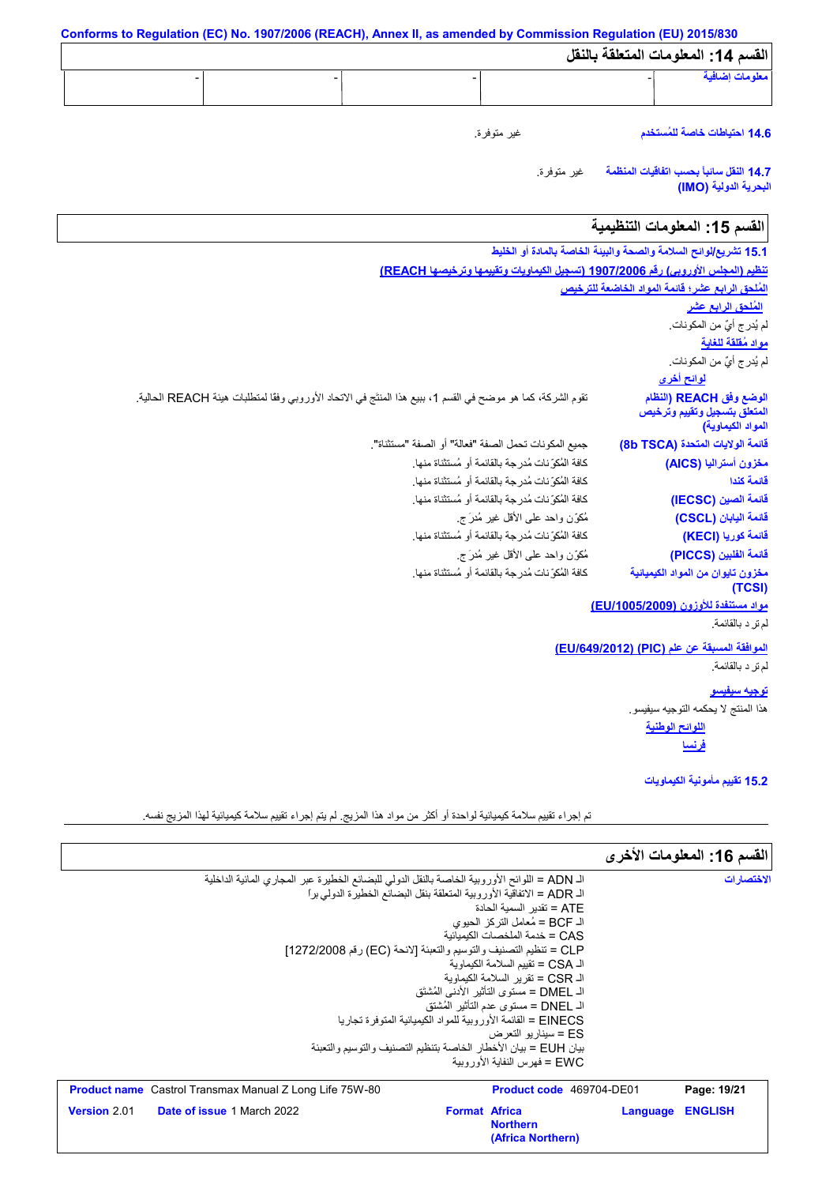Conforms to Regulation (EC) No. 1907/2006 (REACH), Annex II, as amended by Commission Regulation (EU) 2015/830

## القسم 14: المعلومات المتعلقة بالنقل

| معلومات إضافية | - | - | - | - |
|---|---|---|---|---|

**14.6 احتياطات خاصة للمُستخدم** غير متوفرة.

**14.7 النقل سائباً بحسب اتفاقيات المنظمة البحرية الدولية (IMO)** غير متوفرة.

## القسم 15: المعلومات التنظيمية

**15.1 تشريع/لوائح السلامة والصحة والبيئة الخاصة بالمادة أو الخليط**

**تنظيم (المجلس الأوروبي) رقم 1907/2006 (تسجيل الكيماويات وتقييمها وترخيصها REACH)**

**المُلحق الرابع عشر؛ قائمة المواد الخاضعة للترخيص**

**المُلحق الرابع عشر**

لم يُدرج أيٌ من المكونات.

**مواد مُقلقة للغاية**

لم يُدرج أيٌ من المكونات.

**لوائح أخرى**

**الوضع وفق REACH (النظام المتعلق بتسجيل وتقييم وترخيص المواد الكيماوية)** تقوم الشركة، كما هو موضح في القسم 1، ببيع هذا المنتج في الاتحاد الأوروبي وفقا لمتطلبات هيئة REACH الحالية.

**قائمة الولايات المتحدة (8b TSCA)** جميع المكونات تحمل الصفة "فعالة" أو الصفة "مستثناة".

**مخزون أستراليا (AICS)** كافة المُكوّنات مُدرجة بالقائمة أو مُستثناة منها.

**قائمة كندا** كافة المُكوّنات مُدرجة بالقائمة أو مُستثناة منها.

**قائمة الصين (IECSC)** كافة المُكوّنات مُدرجة بالقائمة أو مُستثناة منها.

**قائمة اليابان (CSCL)** مُكوّن واحد على الأقل غير مُدرَج.

**قائمة كوريا (KECI)** كافة المُكوّنات مُدرجة بالقائمة أو مُستثناة منها.

**قائمة الفلبين (PICCS)** مُكوّن واحد على الأقل غير مُدرَج.

**مخزون تايوان من المواد الكيميائية (TCSI)** كافة المُكوّنات مُدرجة بالقائمة أو مُستثناة منها.

**مواد مستنفدة للأوزون (EU/1005/2009)**

لم ترد بالقائمة.

**الموافقة المسبقة عن علم (PIC) (EU/649/2012)**

لم ترد بالقائمة.

**توجيه سيفيسو**

هذا المنتج لا يحكمه التوجيه سيفيسو.

**اللوائح الوطنية**

**فرنسا**

**15.2 تقييم مأمونية الكيماويات**

تم إجراء تقييم سلامة كيميائية لواحدة أو أكثر من مواد هذا المزيج. لم يتم إجراء تقييم سلامة كيميائية لهذا المزيج نفسه.

## القسم 16: المعلومات الأخرى

**الاختصارات**

الـ ADN = اللوائح الأوروبية الخاصة بالنقل الدولي للبضائع الخطيرة عبر المجاري المائية الداخلية
الـ ADR = الاتفاقية الأوروبية المتعلقة بنقل البضائع الخطيرة الدولي براً
ATE = تقدير السمية الحادة
الـ BCF = مُعامل التركز الحيوي
CAS = خدمة الملخصات الكيميائية
CLP = تنظيم التصنيف والتوسيم والتعبئة [لائحة (EC) رقم 1272/2008]
الـ CSA = تقييم السلامة الكيماوية
الـ CSR = تقرير السلامة الكيماوية
الـ DMEL = مستوى التأثير الأدنى المُشتَق
الـ DNEL = مستوى عدم التأثير المُشتق
EINECS = القائمة الأوروبية للمواد الكيميائية المتوفرة تجاريا
ES = سيناريو التعرض
بيان EUH = بيان الأخطار الخاصة بتنظيم التصنيف والتوسيم والتعبئة
EWC = فهرس النفاية الأوروبية

| **Product name** Castrol Transmax Manual Z Long Life 75W-80 | **Product code** 469704-DE01 | **Page:** 19/21 |
|---|---|---|
| **Version** 2.01 **Date of issue** 1 March 2022 | **Format** Africa Northern (Africa Northern) | **Language** ENGLISH |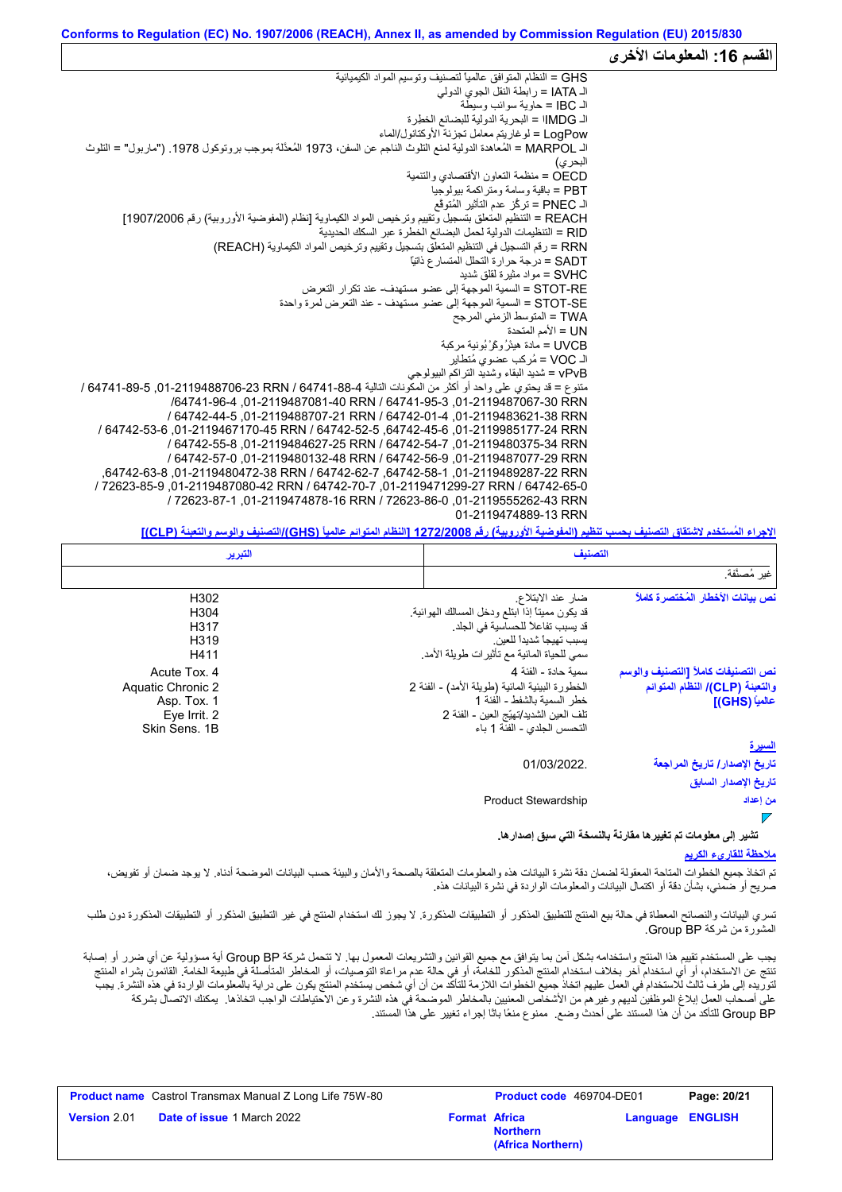## القسم 16: المعلومات الأخرى

GHS = النظام المتوافق عالمياً لتصنيف وتوسيم المواد الكيميائية
الـ IATA = رابطة النقل الجوي الدولي
الـ IBC = حاوية سوائب وسيطة
الـ IMDG = البحرية الدولية للبضائع الخطرة
LogPow = لوغاريتم معامل تجزئة الأوكتانول/الماء
الـ MARPOL = المُعاهدة الدولية لمنع التلوث الناجم عن السفن، 1973 المُعدّلة بموجب بروتوكول 1978. ("ماربول" = التلوث البحري)
OECD = منظمة التعاون الأقتصادي والتنمية
PBT = باقية وسامة ومتراكمة بيولوجيا
الـ PNEC = تركّز عدم التأثير المُتوقع
REACH = التنظيم المتعلق بتسجيل وتقييم وترخيص المواد الكيماوية [نظام (المفوضية الأوروبية) رقم 1907/2006]
RID = التنظيمات الدولية لحمل البضائع الخطرة عبر السكك الحديدية
RRN = رقم التسجيل في التنظيم المتعلق بتسجيل وتقييم وترخيص المواد الكيماوية (REACH)
SADT = درجة حرارة التحلل المتسارع ذاتيّاً
SVHC = مواد مثيرة لقلق شديد
STOT-RE = السمية الموجهة إلى عضو مستهدف- عند تكرار التعرض
STOT-SE = السمية الموجهة إلى عضو مستهدف - عند التعرض لمرة واحدة
TWA = المتوسط الزمني المرجح
UN = الأمم المتحدة
UVCB = مادة هيْدْروكَرْبُونية مركبة
الـ VOC = مُركب عضوي مُتطاير
vPvB = شديد البقاء وشديد التراكم البيولوجي
متنوع = قد يحتوي على واحد أو أكثر من المكونات التالية 64741-88-4 RRN 01-2119488706-23, 64741-89-5 / RRN 01-2119487067-30, 64741-95-3 / RRN 01-2119487081-40, 64741-96-4/ RRN 01-2119483621-38, 64742-01-4 / RRN 01-2119488707-21, 64742-44-5 / RRN 01-2119985177-24, 64742-45-6, 64742-52-5 / RRN 01-2119467170-45, 64742-53-6 / RRN 01-2119480375-34, 64742-54-7 / RRN 01-2119484627-25, 64742-55-8 / RRN 01-2119487077-29, 64742-56-9 / RRN 01-2119480132-48, 64742-57-0 / RRN 01-2119489287-22, 64742-58-1, 64742-62-7 / RRN 01-2119480472-38, 64742-63-8, 64742-65-0 / RRN 01-2119471299-27, 64742-70-7 / RRN 01-2119487080-42, 72623-85-9 / RRN 01-2119555262-43, 72623-86-0 / RRN 01-2119474878-16, 72623-87-1 / RRN 01-2119474889-13

**الإجراء المُستخدم لاشتقاق التصنيف بحسب تنظيم (المفوضية الأوروبية) رقم 1272/2008 [النظام المتوائم عالمياً (GHS)/التصنيف والوسم والتعبئة (CLP)]**

| التصنيف | التبرير |
|---|---|
| غير مُصنَّفة. | |

**نص بيانات الأخطار المُختصرة كاملاً**

| | |
|---|---|
| ضار عند الابتلاع. | H302 |
| قد يكون مميتاً إذا ابتلع ودخل المسالك الهوائية. | H304 |
| قد يسبب تفاعلاً للحساسية في الجلد. | H317 |
| يسبب تهيجاً شديداً للعين. | H319 |
| سمي للحياة المائية مع تأثيرات طويلة الأمد. | H411 |

**نص التصنيفات كاملاً [التصنيف والوسم والتعبئة (CLP)/ النظام المتوائم عالمياً (GHS)]**

| | |
|---|---|
| سمية حادة - الفئة 4 | Acute Tox. 4 |
| الخطورة البيئية المائية (طويلة الأمد) - الفئة 2 | Aquatic Chronic 2 |
| خطر السمية بالشفط - الفئة 1 | Asp. Tox. 1 |
| تلف العين الشديد/تهيّج العين - الفئة 2 | Eye Irrit. 2 |
| التحسس الجلدي - الفئة 1 باء | Skin Sens. 1B |

**السيرة**

**تاريخ الإصدار/ تاريخ المراجعة** 01/03/2022.

**تاريخ الإصدار السابق**

**من إعداد** Product Stewardship

**تشير إلى معلومات تم تغييرها مقارنة بالنسخة التي سبق إصدارها.**

**ملاحظة للقارىء الكريم**

تم اتخاذ جميع الخطوات المتاحة المعقولة لضمان دقة نشرة البيانات هذه والمعلومات المتعلقة بالصحة والأمان والبيئة حسب البيانات الموضحة أدناه. لا يوجد ضمان أو تفويض، صريح أو ضمني، بشأن دقة أو اكتمال البيانات والمعلومات الواردة في نشرة البيانات هذه.

تسري البيانات والنصائح المعطاة في حالة بيع المنتج للتطبيق المذكور أو التطبيقات المذكورة. لا يجوز لك استخدام المنتج في غير التطبيق المذكور أو التطبيقات المذكورة دون طلب المشورة من شركة BP Group.

يجب على المستخدم تقييم هذا المنتج واستخدامه بشكل آمن بما يتوافق مع جميع القوانين والتشريعات المعمول بها. لا تتحمل شركة BP Group أية مسؤولية عن أي ضرر أو إصابة تنتج عن الاستخدام، أو أي استخدام آخر بخلاف استخدام المنتج المذكور للخامة، أو في حالة عدم مراعاة التوصيات، أو المخاطر المتأصلة في طبيعة الخامة. القائمون بشراء المنتج لتوريده إلى طرف ثالث للاستخدام في العمل عليهم اتخاذ جميع الخطوات اللازمة للتأكد من أن أي شخص يستخدم المنتج يكون على دراية بالمعلومات الواردة في هذه النشرة. يجب على أصحاب العمل إبلاغ الموظفين لديهم وغيرهم من الأشخاص المعنيين بالمخاطر الموضحة في هذه النشرة وعن الاحتياطات الواجب اتخاذها. يمكنك الاتصال بشركة BP Group للتأكد من أن هذا المستند على أحدث وضع. ممنوع منعًا باتًا إجراء تغيير على هذا المستند.

| **Product name** Castrol Transmax Manual Z Long Life 75W-80 | **Product code** 469704-DE01 | **Page: 20/21** |
|---|---|---|
| **Version** 2.01 **Date of issue** 1 March 2022 | **Format Africa Northern (Africa Northern)** | **Language ENGLISH** |